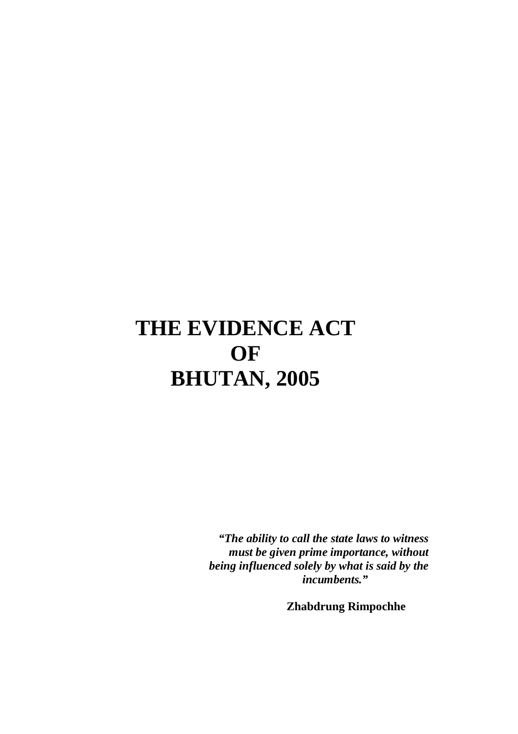# THE EVIDENCE ACT OF BHUTAN, 2005

> ***"The ability to call the state laws to witness must be given prime importance, without being influenced solely by what is said by the incumbents."***
>
> **Zhabdrung Rimpochhe**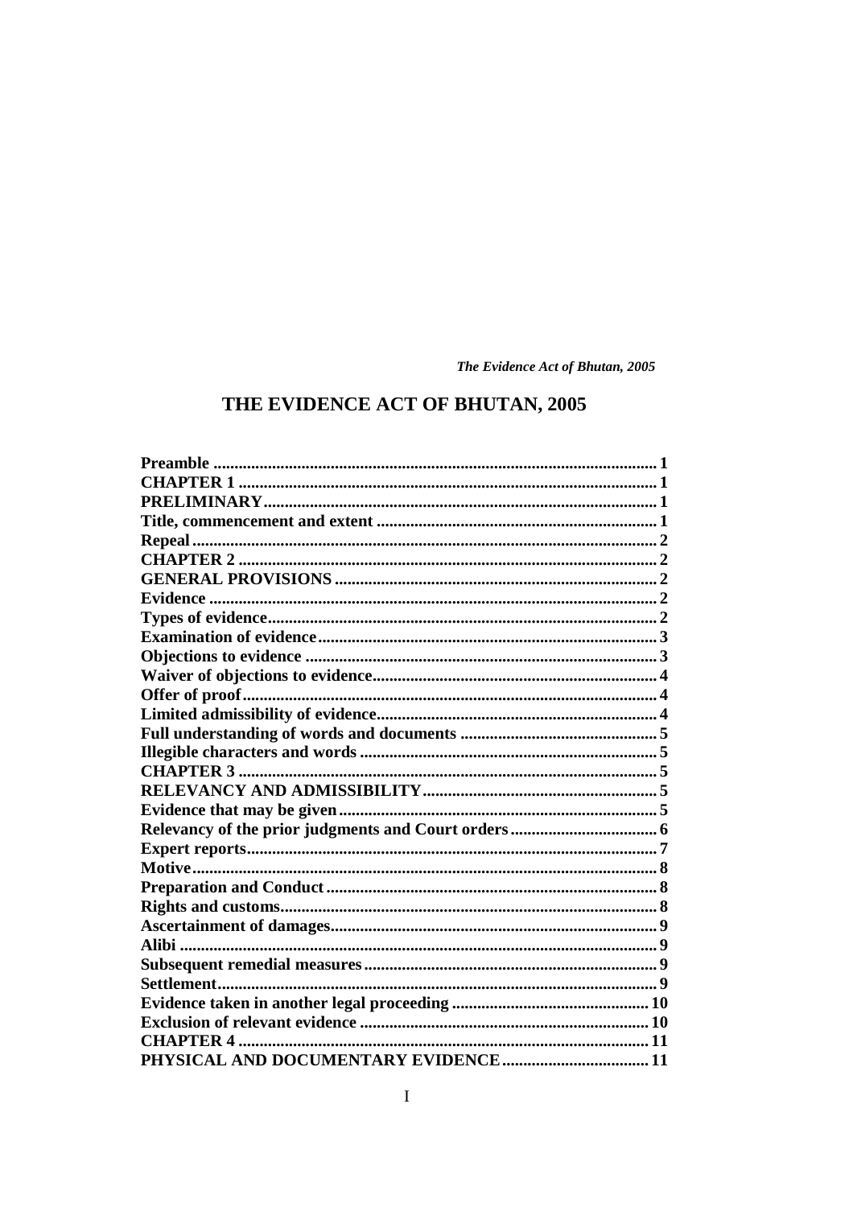# THE EVIDENCE ACT OF BHUTAN, 2005

| | |
|---|---|
| **Preamble** | **1** |
| **CHAPTER 1** | **1** |
| **PRELIMINARY** | **1** |
| **Title, commencement and extent** | **1** |
| **Repeal** | **2** |
| **CHAPTER 2** | **2** |
| **GENERAL PROVISIONS** | **2** |
| **Evidence** | **2** |
| **Types of evidence** | **2** |
| **Examination of evidence** | **3** |
| **Objections to evidence** | **3** |
| **Waiver of objections to evidence** | **4** |
| **Offer of proof** | **4** |
| **Limited admissibility of evidence** | **4** |
| **Full understanding of words and documents** | **5** |
| **Illegible characters and words** | **5** |
| **CHAPTER 3** | **5** |
| **RELEVANCY AND ADMISSIBILITY** | **5** |
| **Evidence that may be given** | **5** |
| **Relevancy of the prior judgments and Court orders** | **6** |
| **Expert reports** | **7** |
| **Motive** | **8** |
| **Preparation and Conduct** | **8** |
| **Rights and customs** | **8** |
| **Ascertainment of damages** | **9** |
| **Alibi** | **9** |
| **Subsequent remedial measures** | **9** |
| **Settlement** | **9** |
| **Evidence taken in another legal proceeding** | **10** |
| **Exclusion of relevant evidence** | **10** |
| **CHAPTER 4** | **11** |
| **PHYSICAL AND DOCUMENTARY EVIDENCE** | **11** |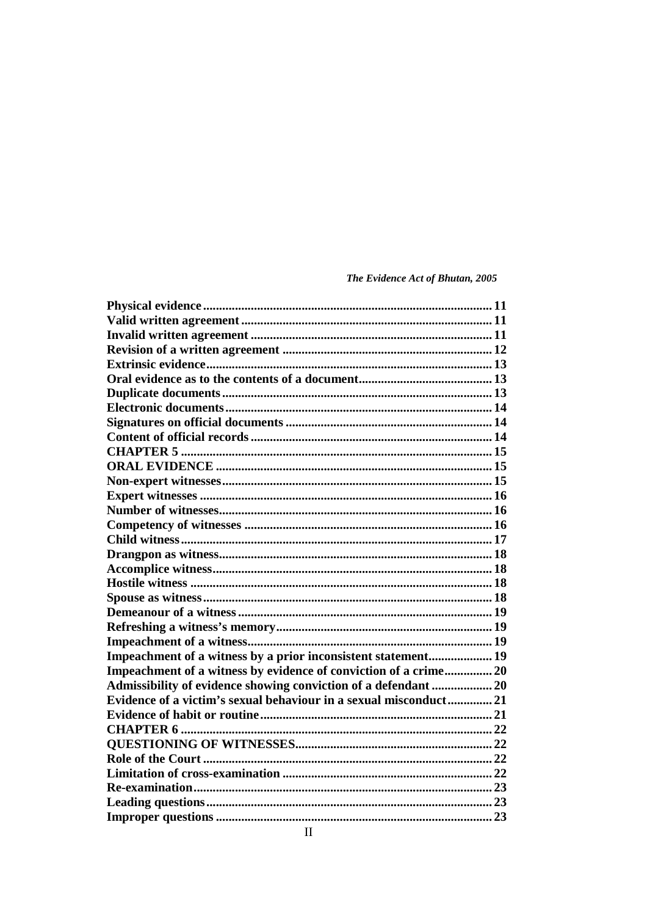**Physical evidence** .......... 11
**Valid written agreement** .......... 11
**Invalid written agreement** .......... 11
**Revision of a written agreement** .......... 12
**Extrinsic evidence** .......... 13
**Oral evidence as to the contents of a document** .......... 13
**Duplicate documents** .......... 13
**Electronic documents** .......... 14
**Signatures on official documents** .......... 14
**Content of official records** .......... 14
**CHAPTER 5** .......... 15
**ORAL EVIDENCE** .......... 15
**Non-expert witnesses** .......... 15
**Expert witnesses** .......... 16
**Number of witnesses** .......... 16
**Competency of witnesses** .......... 16
**Child witness** .......... 17
**Drangpon as witness** .......... 18
**Accomplice witness** .......... 18
**Hostile witness** .......... 18
**Spouse as witness** .......... 18
**Demeanour of a witness** .......... 19
**Refreshing a witness's memory** .......... 19
**Impeachment of a witness** .......... 19
**Impeachment of a witness by a prior inconsistent statement** .......... 19
**Impeachment of a witness by evidence of conviction of a crime** .......... 20
**Admissibility of evidence showing conviction of a defendant** .......... 20
**Evidence of a victim's sexual behaviour in a sexual misconduct** .......... 21
**Evidence of habit or routine** .......... 21
**CHAPTER 6** .......... 22
**QUESTIONING OF WITNESSES** .......... 22
**Role of the Court** .......... 22
**Limitation of cross-examination** .......... 22
**Re-examination** .......... 23
**Leading questions** .......... 23
**Improper questions** .......... 23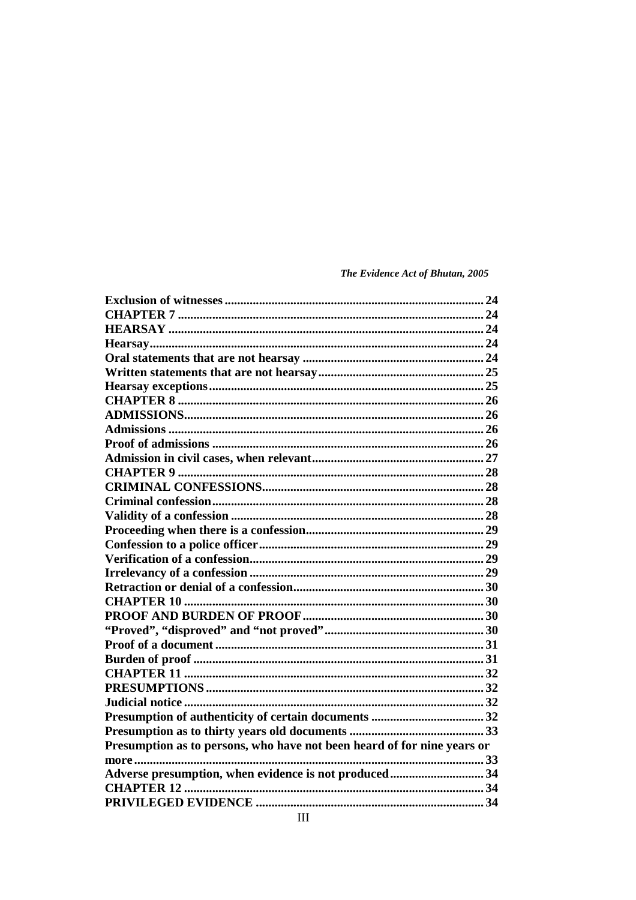| | |
|---|---|
| **Exclusion of witnesses** | **24** |
| **CHAPTER 7** | **24** |
| **HEARSAY** | **24** |
| **Hearsay** | **24** |
| **Oral statements that are not hearsay** | **24** |
| **Written statements that are not hearsay** | **25** |
| **Hearsay exceptions** | **25** |
| **CHAPTER 8** | **26** |
| **ADMISSIONS** | **26** |
| **Admissions** | **26** |
| **Proof of admissions** | **26** |
| **Admission in civil cases, when relevant** | **27** |
| **CHAPTER 9** | **28** |
| **CRIMINAL CONFESSIONS** | **28** |
| **Criminal confession** | **28** |
| **Validity of a confession** | **28** |
| **Proceeding when there is a confession** | **29** |
| **Confession to a police officer** | **29** |
| **Verification of a confession** | **29** |
| **Irrelevancy of a confession** | **29** |
| **Retraction or denial of a confession** | **30** |
| **CHAPTER 10** | **30** |
| **PROOF AND BURDEN OF PROOF** | **30** |
| **"Proved", "disproved" and "not proved"** | **30** |
| **Proof of a document** | **31** |
| **Burden of proof** | **31** |
| **CHAPTER 11** | **32** |
| **PRESUMPTIONS** | **32** |
| **Judicial notice** | **32** |
| **Presumption of authenticity of certain documents** | **32** |
| **Presumption as to thirty years old documents** | **33** |
| **Presumption as to persons, who have not been heard of for nine years or more** | **33** |
| **Adverse presumption, when evidence is not produced** | **34** |
| **CHAPTER 12** | **34** |
| **PRIVILEGED EVIDENCE** | **34** |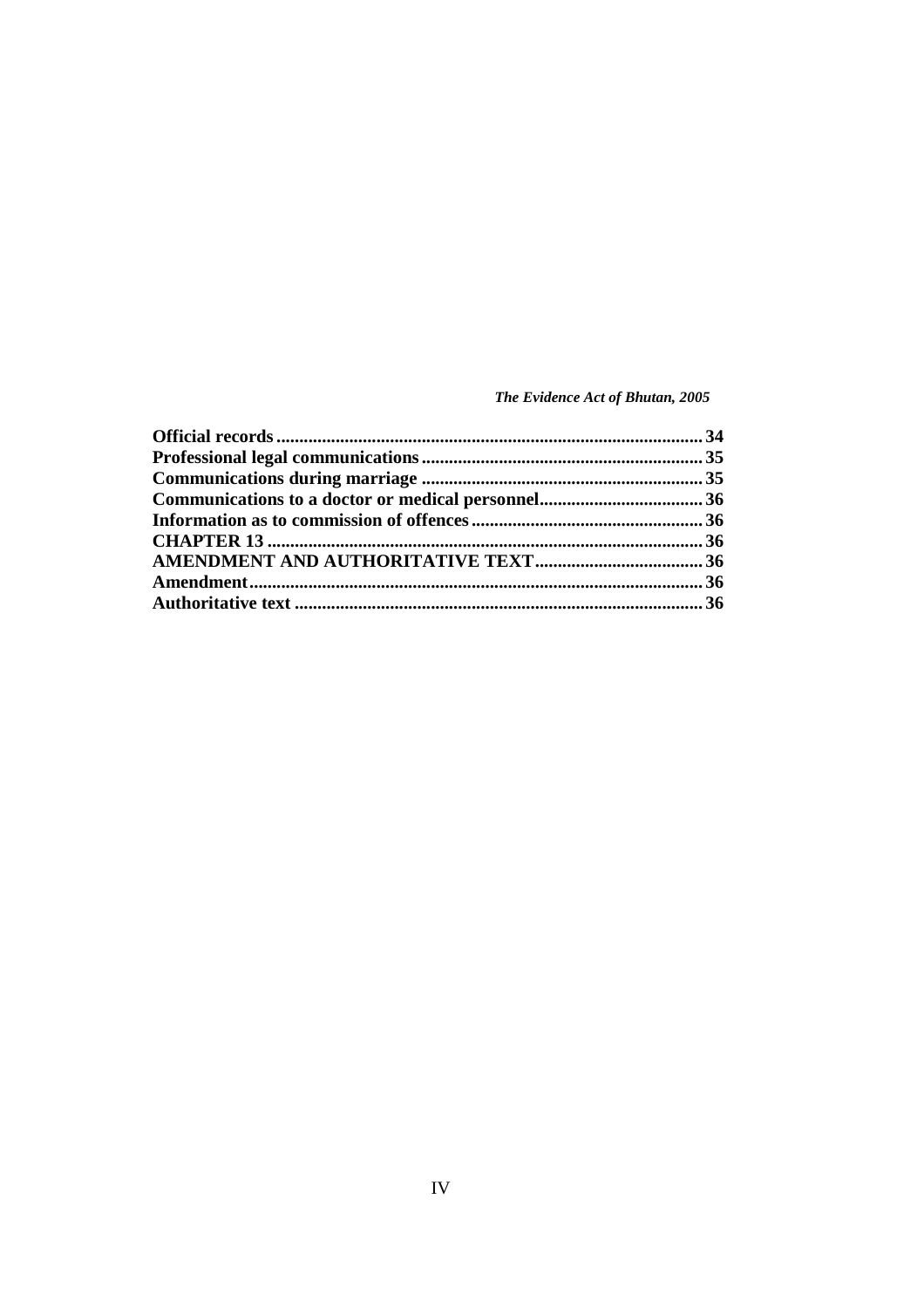**Official records** .......... **34**
**Professional legal communications** .......... **35**
**Communications during marriage** .......... **35**
**Communications to a doctor or medical personnel** .......... **36**
**Information as to commission of offences** .......... **36**
**CHAPTER 13** .......... **36**
**AMENDMENT AND AUTHORITATIVE TEXT** .......... **36**
**Amendment** .......... **36**
**Authoritative text** .......... **36**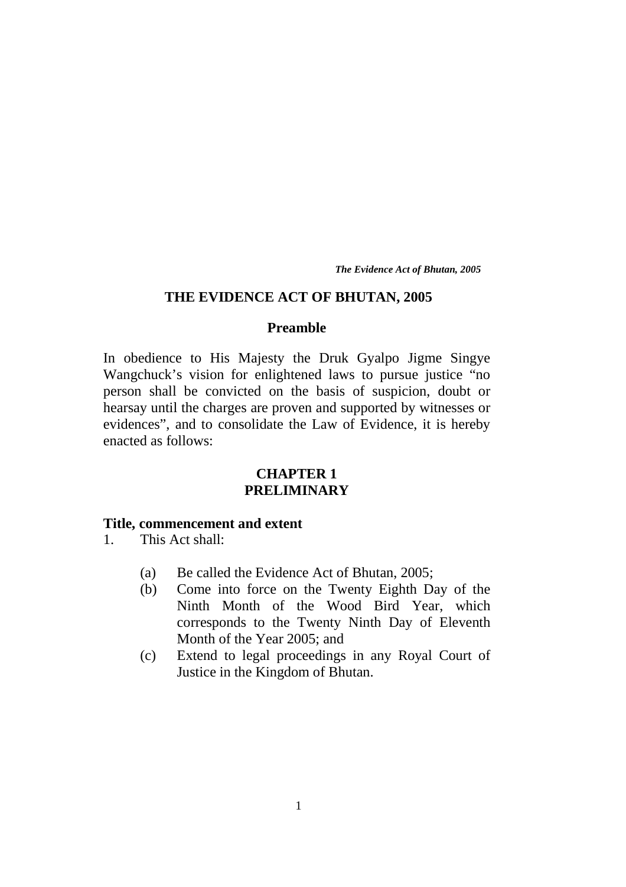# THE EVIDENCE ACT OF BHUTAN, 2005

## Preamble

In obedience to His Majesty the Druk Gyalpo Jigme Singye Wangchuck's vision for enlightened laws to pursue justice "no person shall be convicted on the basis of suspicion, doubt or hearsay until the charges are proven and supported by witnesses or evidences", and to consolidate the Law of Evidence, it is hereby enacted as follows:

## CHAPTER 1
## PRELIMINARY

**Title, commencement and extent**

1. This Act shall:

   (a) Be called the Evidence Act of Bhutan, 2005;

   (b) Come into force on the Twenty Eighth Day of the Ninth Month of the Wood Bird Year, which corresponds to the Twenty Ninth Day of Eleventh Month of the Year 2005; and

   (c) Extend to legal proceedings in any Royal Court of Justice in the Kingdom of Bhutan.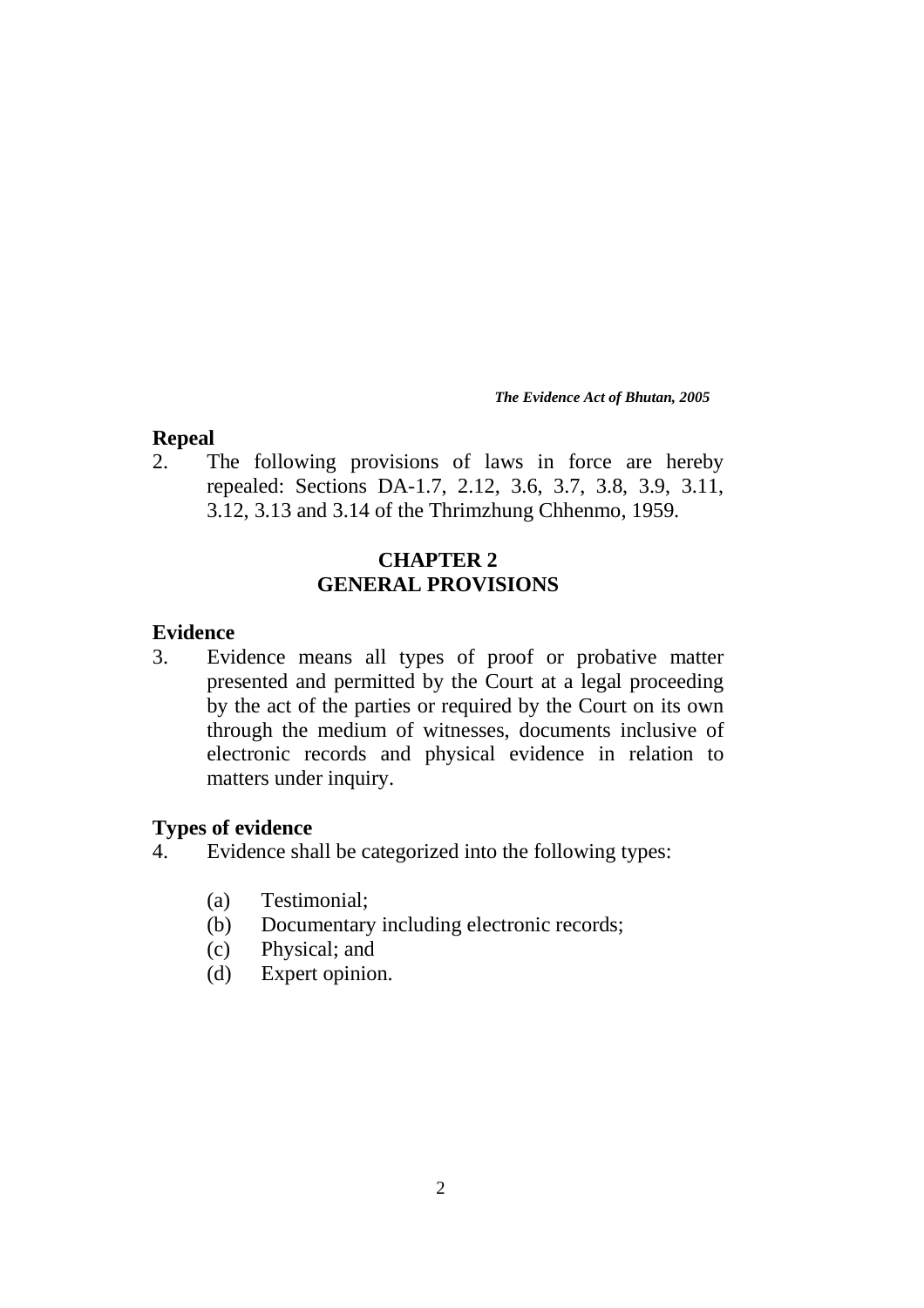**Repeal**

2. The following provisions of laws in force are hereby repealed: Sections DA-1.7, 2.12, 3.6, 3.7, 3.8, 3.9, 3.11, 3.12, 3.13 and 3.14 of the Thrimzhung Chhenmo, 1959.

## CHAPTER 2
## GENERAL PROVISIONS

**Evidence**

3. Evidence means all types of proof or probative matter presented and permitted by the Court at a legal proceeding by the act of the parties or required by the Court on its own through the medium of witnesses, documents inclusive of electronic records and physical evidence in relation to matters under inquiry.

**Types of evidence**

4. Evidence shall be categorized into the following types:

   (a) Testimonial;
   (b) Documentary including electronic records;
   (c) Physical; and
   (d) Expert opinion.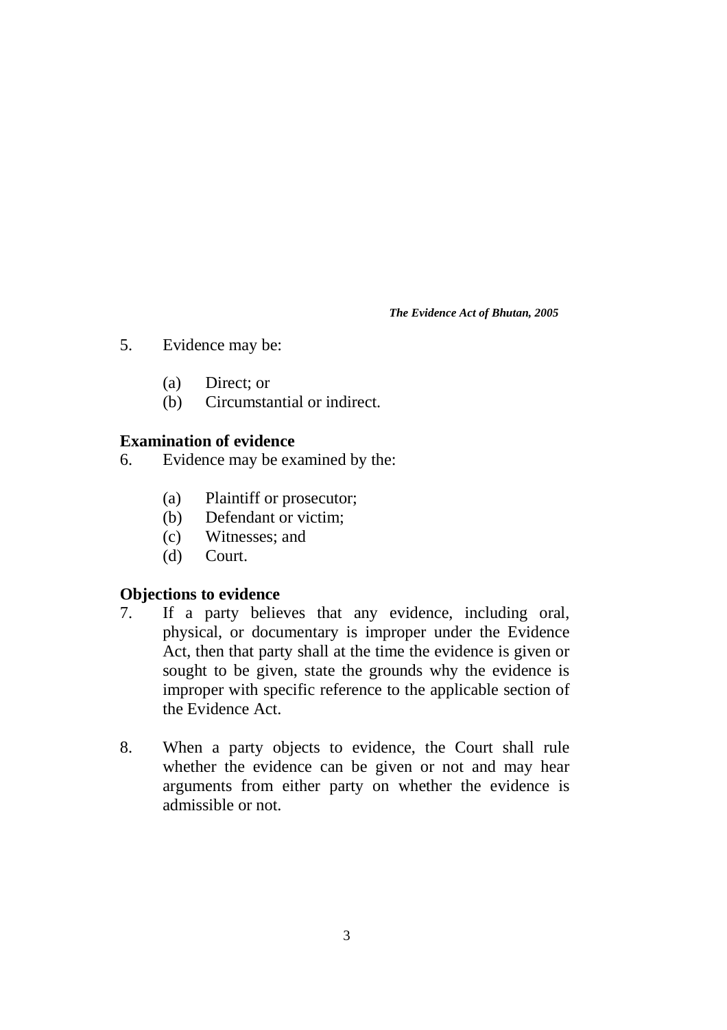5. Evidence may be:

    (a) Direct; or
    (b) Circumstantial or indirect.

**Examination of evidence**

6. Evidence may be examined by the:

    (a) Plaintiff or prosecutor;
    (b) Defendant or victim;
    (c) Witnesses; and
    (d) Court.

**Objections to evidence**

7. If a party believes that any evidence, including oral, physical, or documentary is improper under the Evidence Act, then that party shall at the time the evidence is given or sought to be given, state the grounds why the evidence is improper with specific reference to the applicable section of the Evidence Act.

8. When a party objects to evidence, the Court shall rule whether the evidence can be given or not and may hear arguments from either party on whether the evidence is admissible or not.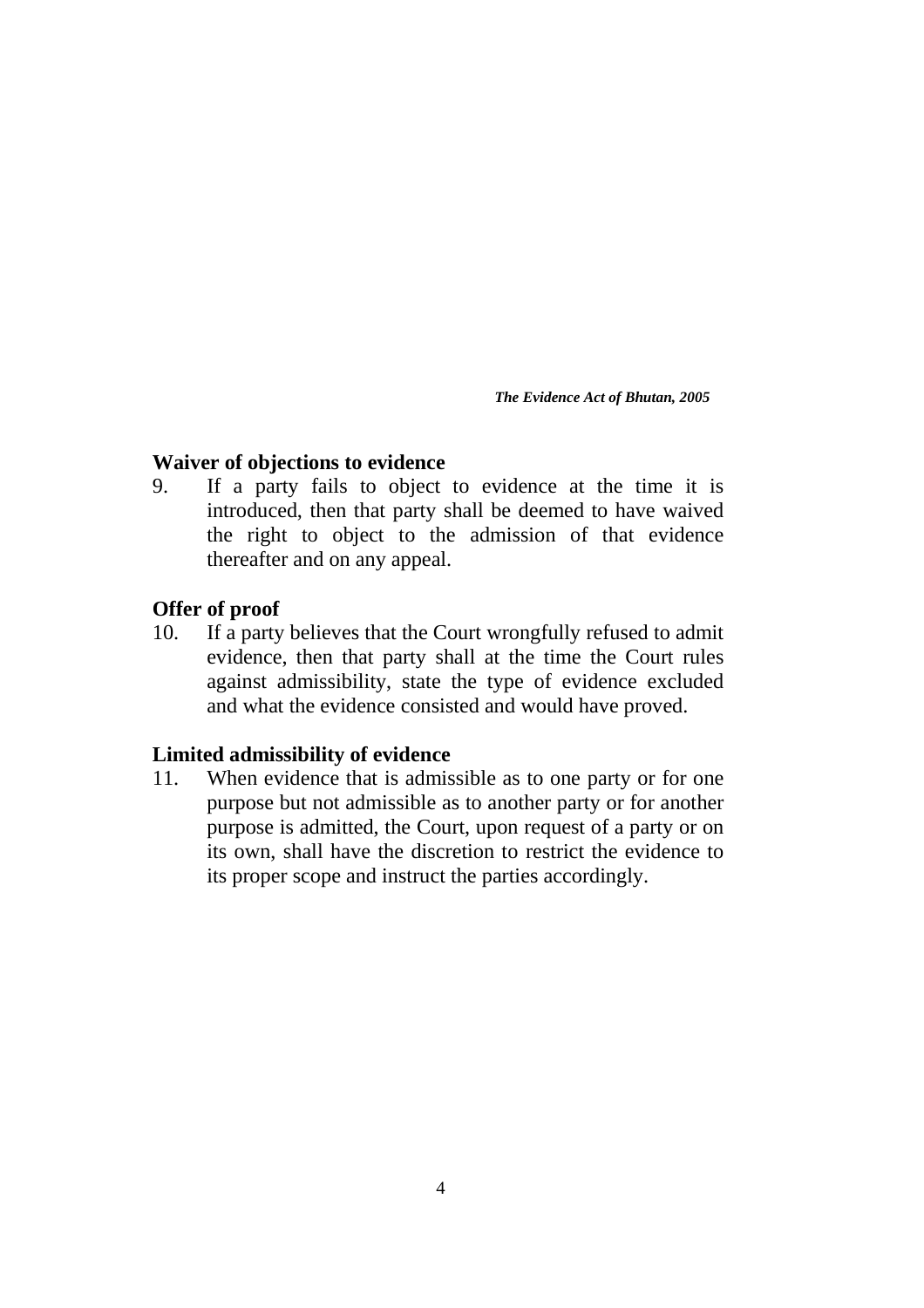**Waiver of objections to evidence**

9. If a party fails to object to evidence at the time it is introduced, then that party shall be deemed to have waived the right to object to the admission of that evidence thereafter and on any appeal.

**Offer of proof**

10. If a party believes that the Court wrongfully refused to admit evidence, then that party shall at the time the Court rules against admissibility, state the type of evidence excluded and what the evidence consisted and would have proved.

**Limited admissibility of evidence**

11. When evidence that is admissible as to one party or for one purpose but not admissible as to another party or for another purpose is admitted, the Court, upon request of a party or on its own, shall have the discretion to restrict the evidence to its proper scope and instruct the parties accordingly.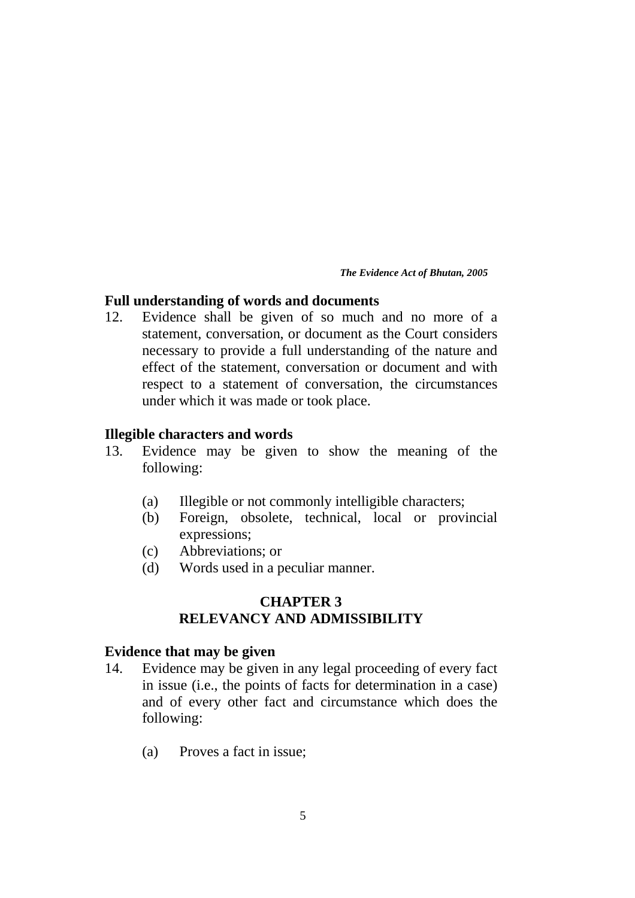### Full understanding of words and documents

12. Evidence shall be given of so much and no more of a statement, conversation, or document as the Court considers necessary to provide a full understanding of the nature and effect of the statement, conversation or document and with respect to a statement of conversation, the circumstances under which it was made or took place.

### Illegible characters and words

13. Evidence may be given to show the meaning of the following:

    (a) Illegible or not commonly intelligible characters;
    (b) Foreign, obsolete, technical, local or provincial expressions;
    (c) Abbreviations; or
    (d) Words used in a peculiar manner.

## CHAPTER 3
## RELEVANCY AND ADMISSIBILITY

### Evidence that may be given

14. Evidence may be given in any legal proceeding of every fact in issue (i.e., the points of facts for determination in a case) and of every other fact and circumstance which does the following:

    (a) Proves a fact in issue;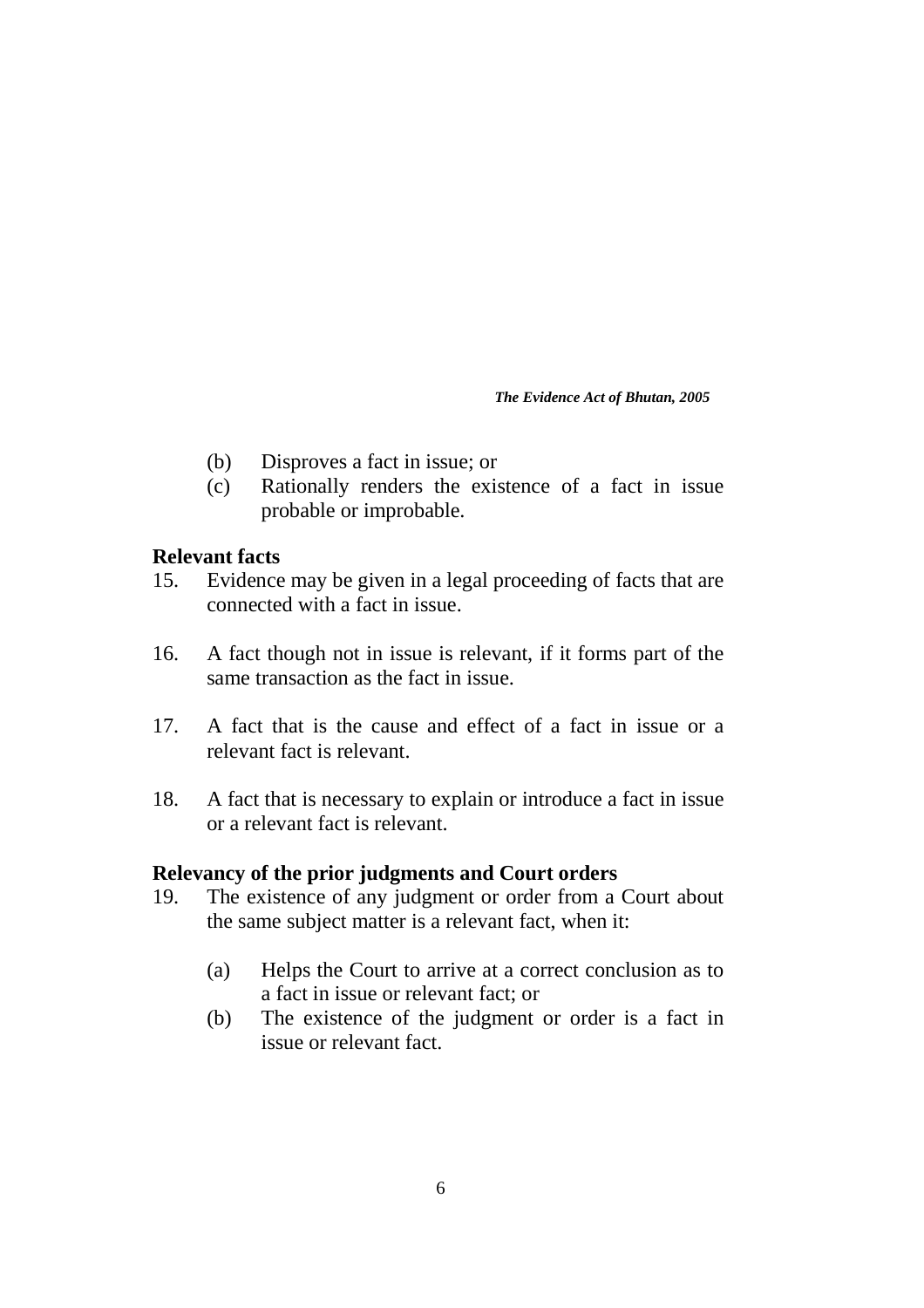(b) Disproves a fact in issue; or

(c) Rationally renders the existence of a fact in issue probable or improbable.

**Relevant facts**

15. Evidence may be given in a legal proceeding of facts that are connected with a fact in issue.

16. A fact though not in issue is relevant, if it forms part of the same transaction as the fact in issue.

17. A fact that is the cause and effect of a fact in issue or a relevant fact is relevant.

18. A fact that is necessary to explain or introduce a fact in issue or a relevant fact is relevant.

**Relevancy of the prior judgments and Court orders**

19. The existence of any judgment or order from a Court about the same subject matter is a relevant fact, when it:

    (a) Helps the Court to arrive at a correct conclusion as to a fact in issue or relevant fact; or

    (b) The existence of the judgment or order is a fact in issue or relevant fact.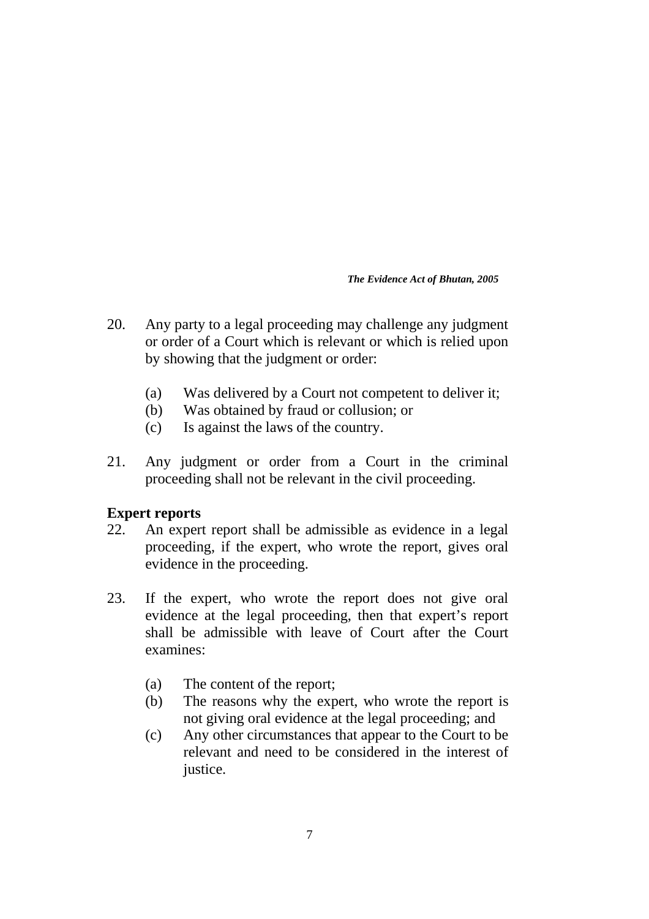20. Any party to a legal proceeding may challenge any judgment or order of a Court which is relevant or which is relied upon by showing that the judgment or order:

    (a) Was delivered by a Court not competent to deliver it;
    (b) Was obtained by fraud or collusion; or
    (c) Is against the laws of the country.

21. Any judgment or order from a Court in the criminal proceeding shall not be relevant in the civil proceeding.

**Expert reports**

22. An expert report shall be admissible as evidence in a legal proceeding, if the expert, who wrote the report, gives oral evidence in the proceeding.

23. If the expert, who wrote the report does not give oral evidence at the legal proceeding, then that expert's report shall be admissible with leave of Court after the Court examines:

    (a) The content of the report;
    (b) The reasons why the expert, who wrote the report is not giving oral evidence at the legal proceeding; and
    (c) Any other circumstances that appear to the Court to be relevant and need to be considered in the interest of justice.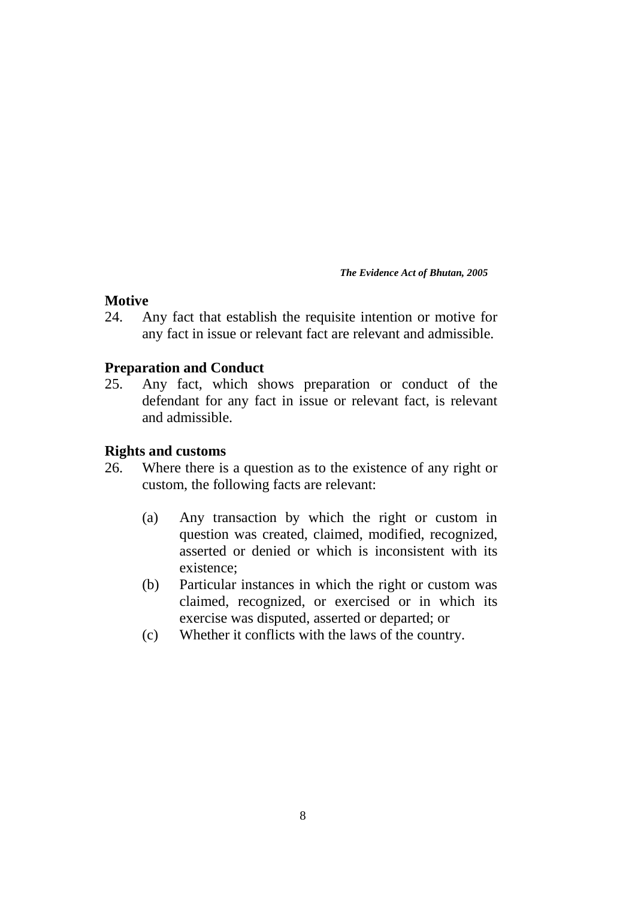### Motive

24. Any fact that establish the requisite intention or motive for any fact in issue or relevant fact are relevant and admissible.

### Preparation and Conduct

25. Any fact, which shows preparation or conduct of the defendant for any fact in issue or relevant fact, is relevant and admissible.

### Rights and customs

26. Where there is a question as to the existence of any right or custom, the following facts are relevant:

    (a) Any transaction by which the right or custom in question was created, claimed, modified, recognized, asserted or denied or which is inconsistent with its existence;

    (b) Particular instances in which the right or custom was claimed, recognized, or exercised or in which its exercise was disputed, asserted or departed; or

    (c) Whether it conflicts with the laws of the country.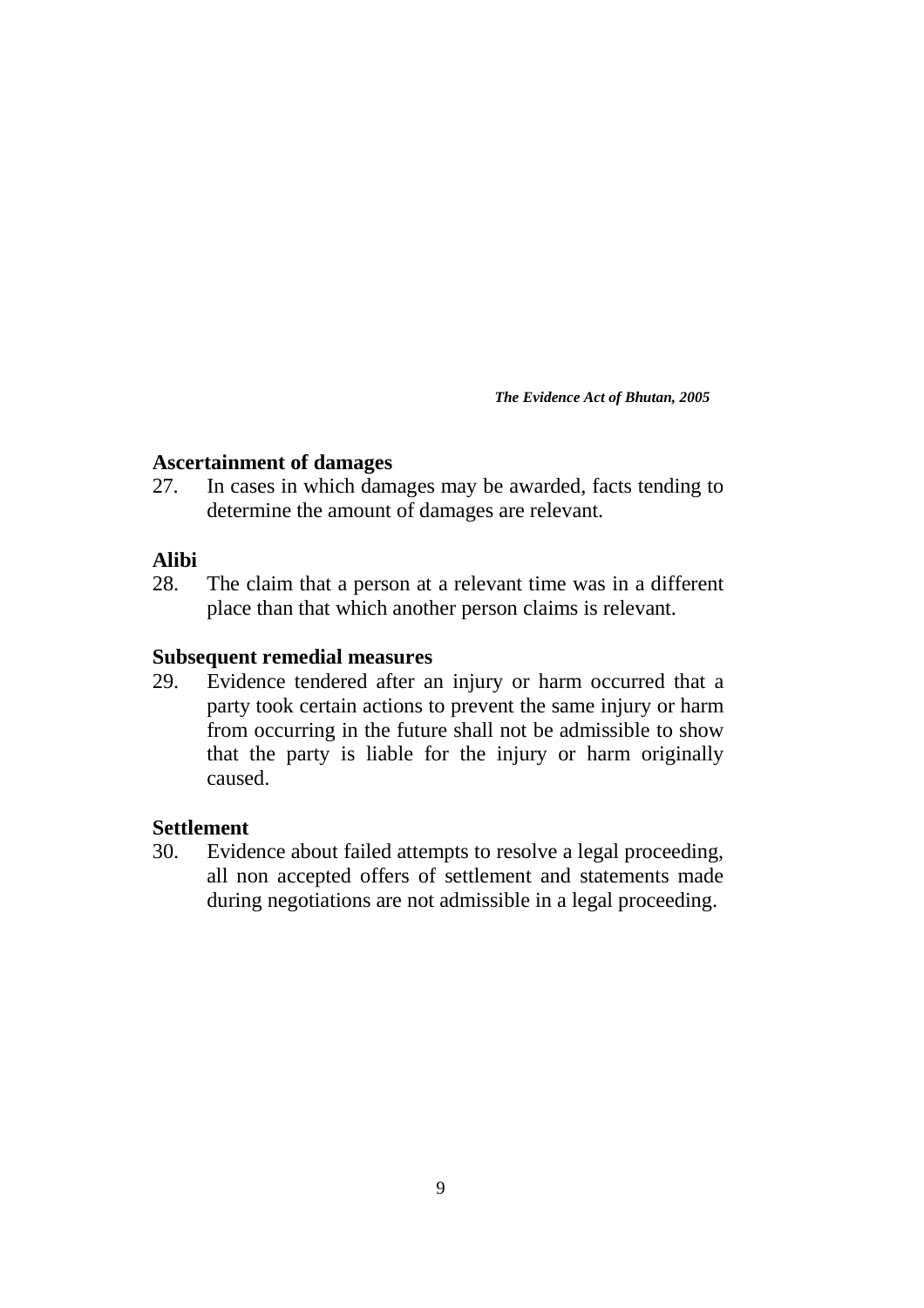**Ascertainment of damages**

27. In cases in which damages may be awarded, facts tending to determine the amount of damages are relevant.

**Alibi**

28. The claim that a person at a relevant time was in a different place than that which another person claims is relevant.

**Subsequent remedial measures**

29. Evidence tendered after an injury or harm occurred that a party took certain actions to prevent the same injury or harm from occurring in the future shall not be admissible to show that the party is liable for the injury or harm originally caused.

**Settlement**

30. Evidence about failed attempts to resolve a legal proceeding, all non accepted offers of settlement and statements made during negotiations are not admissible in a legal proceeding.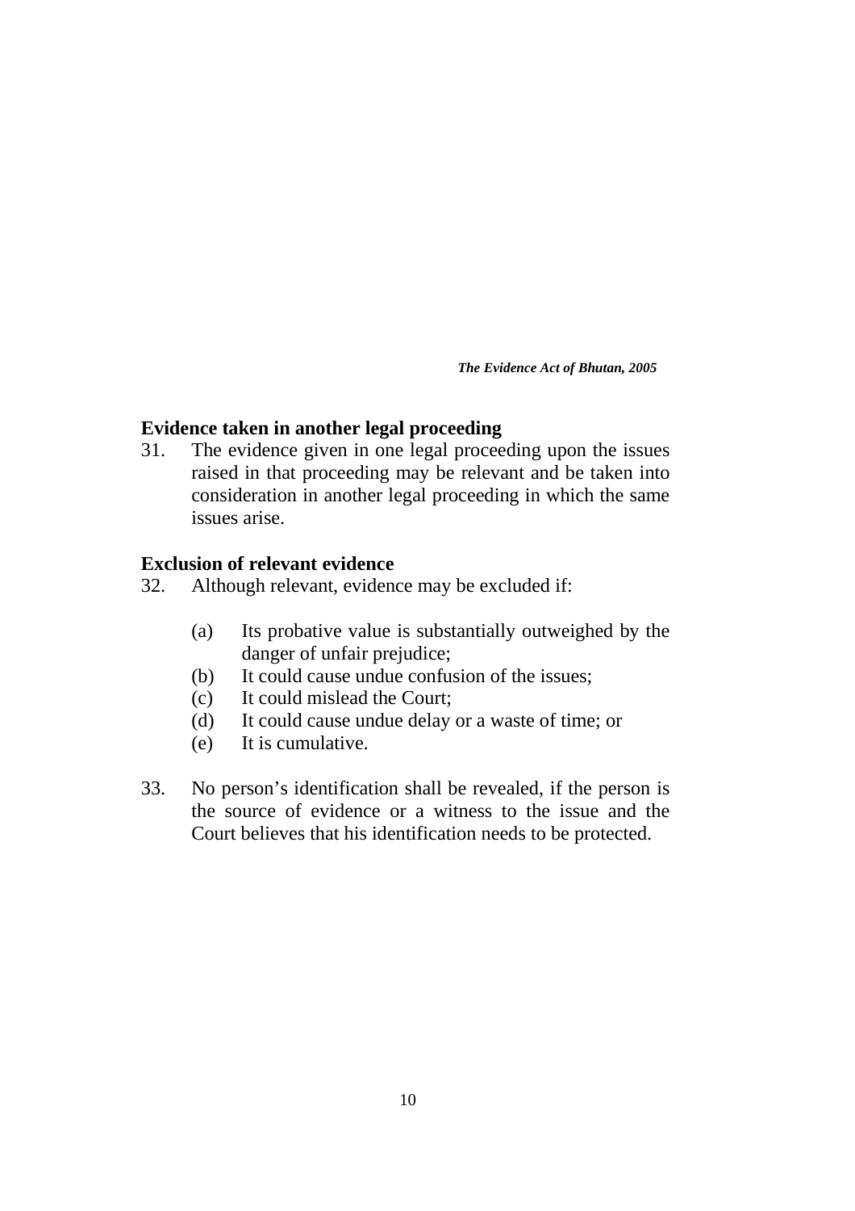## Evidence taken in another legal proceeding

31. The evidence given in one legal proceeding upon the issues raised in that proceeding may be relevant and be taken into consideration in another legal proceeding in which the same issues arise.

## Exclusion of relevant evidence

32. Although relevant, evidence may be excluded if:

    (a) Its probative value is substantially outweighed by the danger of unfair prejudice;
    (b) It could cause undue confusion of the issues;
    (c) It could mislead the Court;
    (d) It could cause undue delay or a waste of time; or
    (e) It is cumulative.

33. No person's identification shall be revealed, if the person is the source of evidence or a witness to the issue and the Court believes that his identification needs to be protected.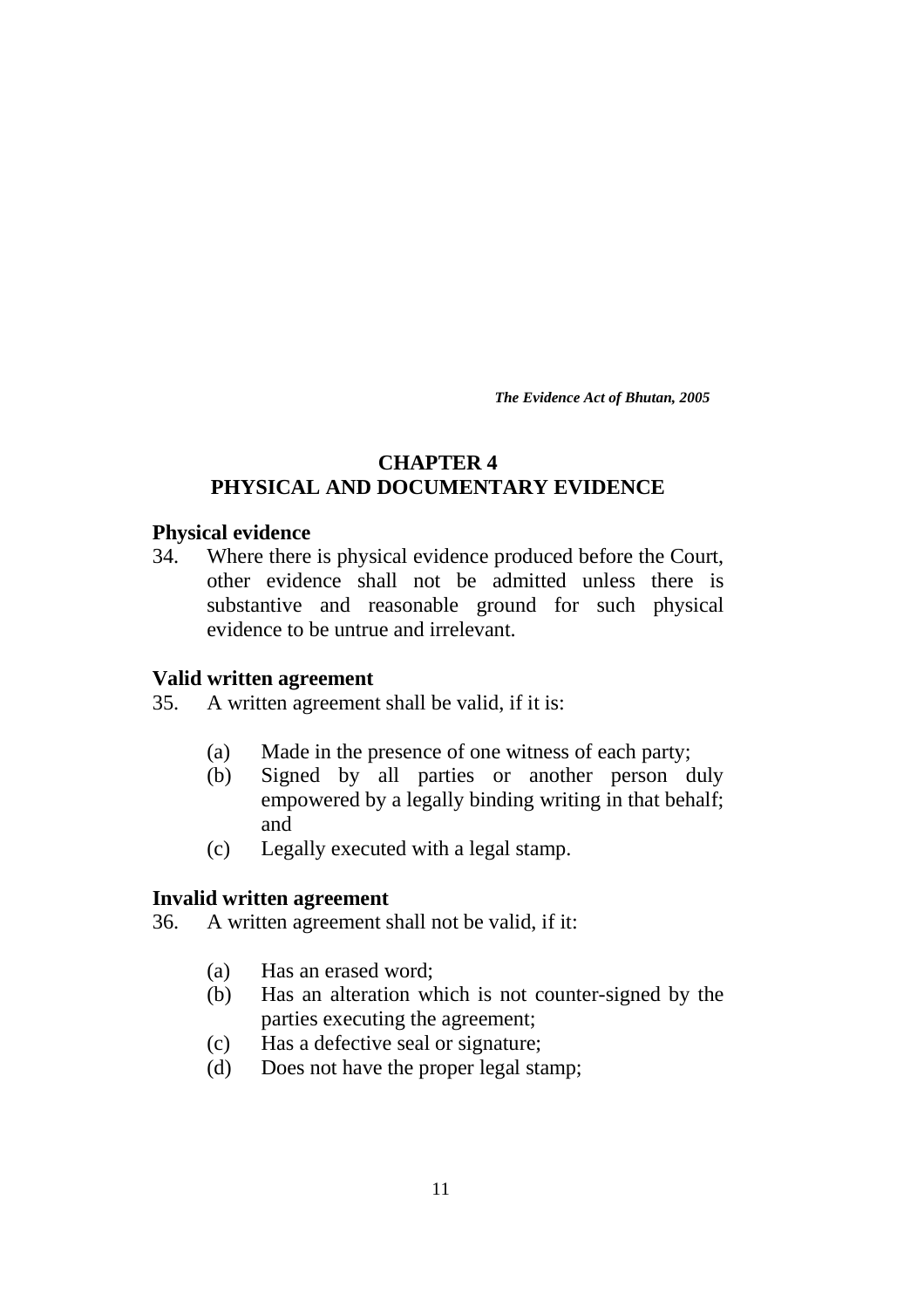# CHAPTER 4
# PHYSICAL AND DOCUMENTARY EVIDENCE

### Physical evidence

34. Where there is physical evidence produced before the Court, other evidence shall not be admitted unless there is substantive and reasonable ground for such physical evidence to be untrue and irrelevant.

### Valid written agreement

35. A written agreement shall be valid, if it is:

    (a) Made in the presence of one witness of each party;
    (b) Signed by all parties or another person duly empowered by a legally binding writing in that behalf; and
    (c) Legally executed with a legal stamp.

### Invalid written agreement

36. A written agreement shall not be valid, if it:

    (a) Has an erased word;
    (b) Has an alteration which is not counter-signed by the parties executing the agreement;
    (c) Has a defective seal or signature;
    (d) Does not have the proper legal stamp;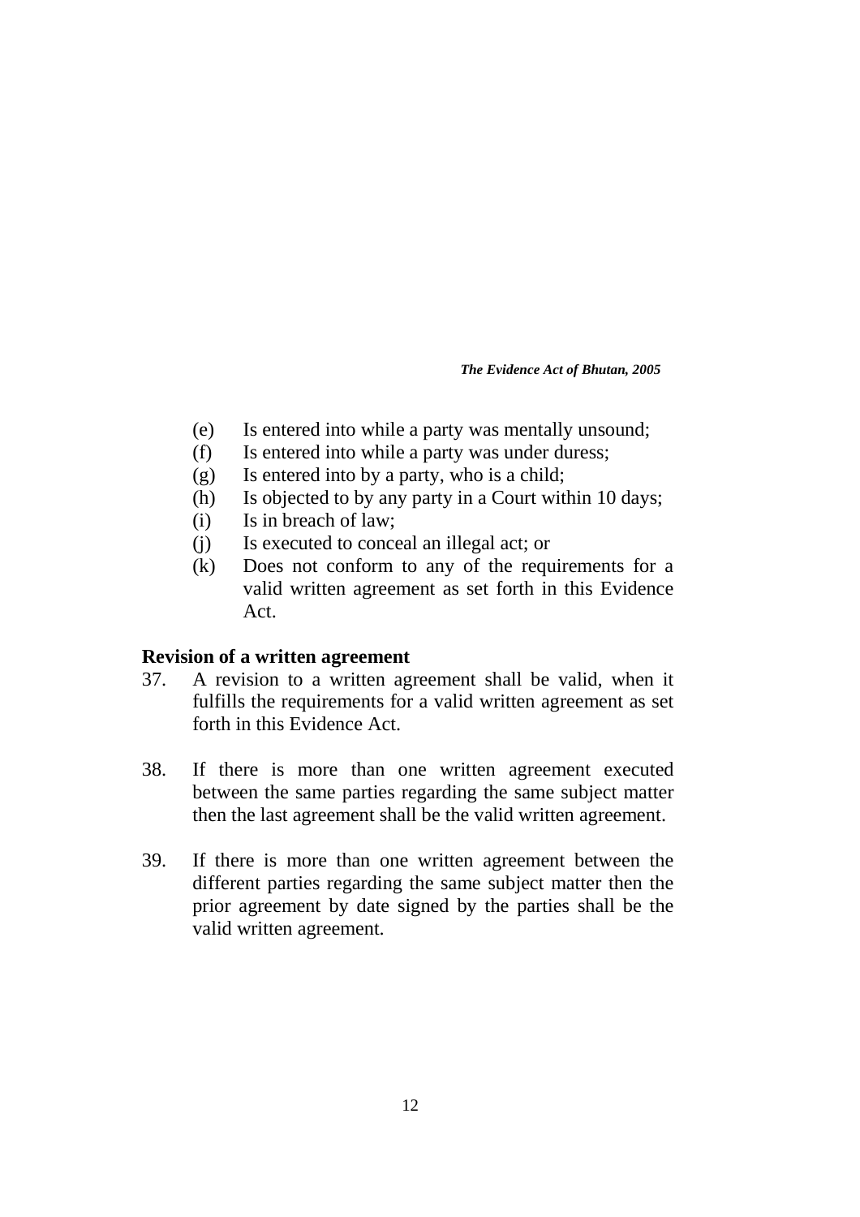(e) Is entered into while a party was mentally unsound;
(f) Is entered into while a party was under duress;
(g) Is entered into by a party, who is a child;
(h) Is objected to by any party in a Court within 10 days;
(i) Is in breach of law;
(j) Is executed to conceal an illegal act; or
(k) Does not conform to any of the requirements for a valid written agreement as set forth in this Evidence Act.

**Revision of a written agreement**

37. A revision to a written agreement shall be valid, when it fulfills the requirements for a valid written agreement as set forth in this Evidence Act.

38. If there is more than one written agreement executed between the same parties regarding the same subject matter then the last agreement shall be the valid written agreement.

39. If there is more than one written agreement between the different parties regarding the same subject matter then the prior agreement by date signed by the parties shall be the valid written agreement.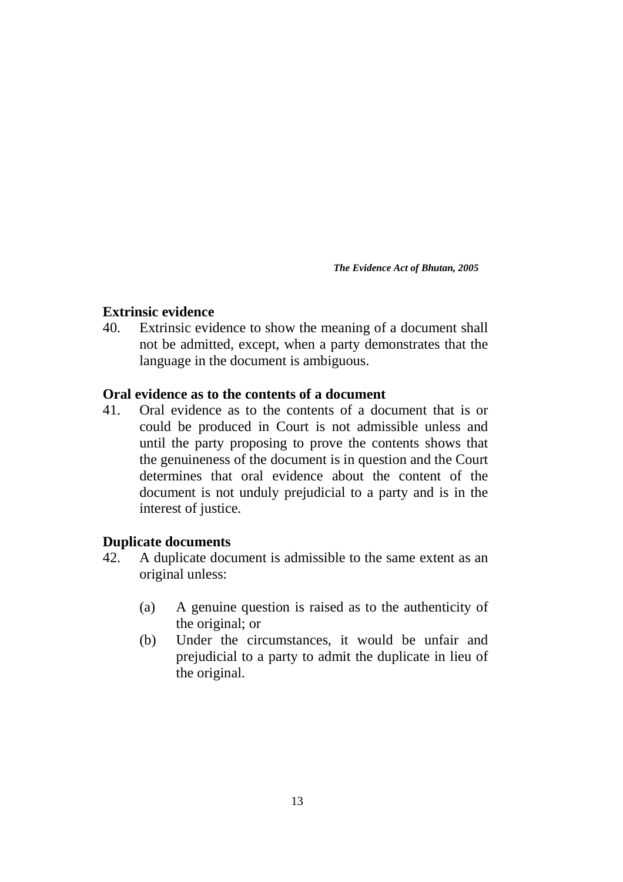**Extrinsic evidence**

40. Extrinsic evidence to show the meaning of a document shall not be admitted, except, when a party demonstrates that the language in the document is ambiguous.

**Oral evidence as to the contents of a document**

41. Oral evidence as to the contents of a document that is or could be produced in Court is not admissible unless and until the party proposing to prove the contents shows that the genuineness of the document is in question and the Court determines that oral evidence about the content of the document is not unduly prejudicial to a party and is in the interest of justice.

**Duplicate documents**

42. A duplicate document is admissible to the same extent as an original unless:

    (a) A genuine question is raised as to the authenticity of the original; or
    (b) Under the circumstances, it would be unfair and prejudicial to a party to admit the duplicate in lieu of the original.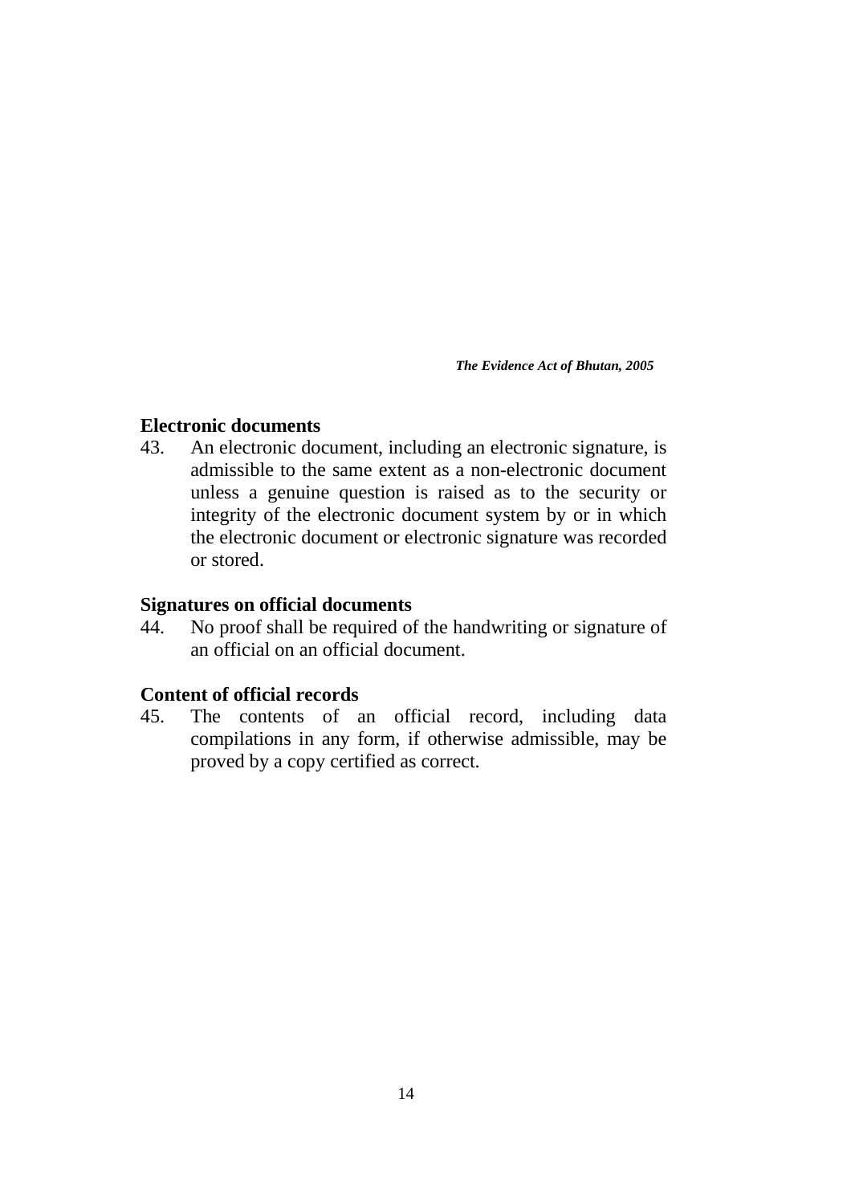### Electronic documents

43. An electronic document, including an electronic signature, is admissible to the same extent as a non-electronic document unless a genuine question is raised as to the security or integrity of the electronic document system by or in which the electronic document or electronic signature was recorded or stored.

### Signatures on official documents

44. No proof shall be required of the handwriting or signature of an official on an official document.

### Content of official records

45. The contents of an official record, including data compilations in any form, if otherwise admissible, may be proved by a copy certified as correct.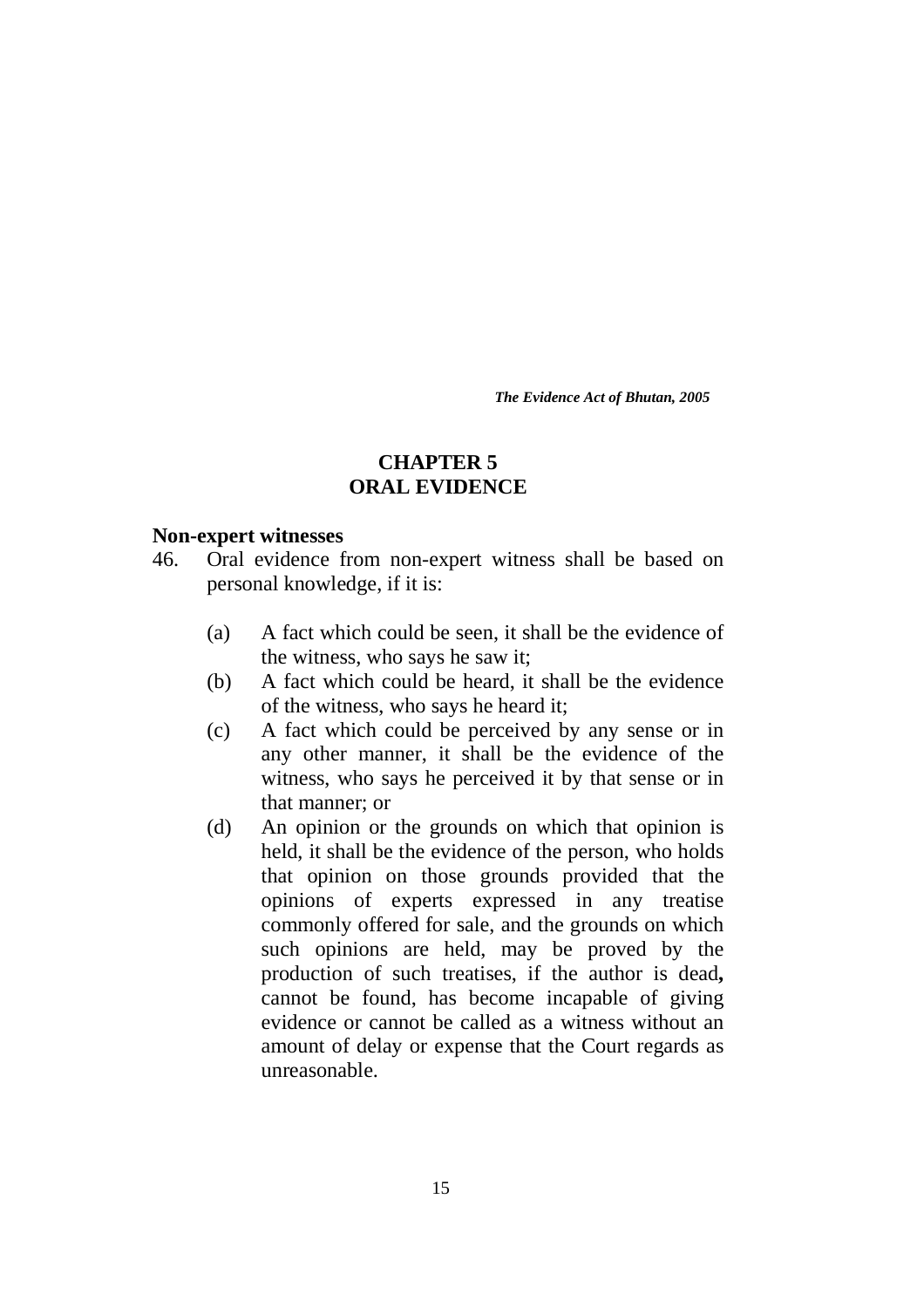# CHAPTER 5
# ORAL EVIDENCE

### Non-expert witnesses

46. Oral evidence from non-expert witness shall be based on personal knowledge, if it is:

    (a) A fact which could be seen, it shall be the evidence of the witness, who says he saw it;

    (b) A fact which could be heard, it shall be the evidence of the witness, who says he heard it;

    (c) A fact which could be perceived by any sense or in any other manner, it shall be the evidence of the witness, who says he perceived it by that sense or in that manner; or

    (d) An opinion or the grounds on which that opinion is held, it shall be the evidence of the person, who holds that opinion on those grounds provided that the opinions of experts expressed in any treatise commonly offered for sale, and the grounds on which such opinions are held, may be proved by the production of such treatises, if the author is dead**,** cannot be found, has become incapable of giving evidence or cannot be called as a witness without an amount of delay or expense that the Court regards as unreasonable.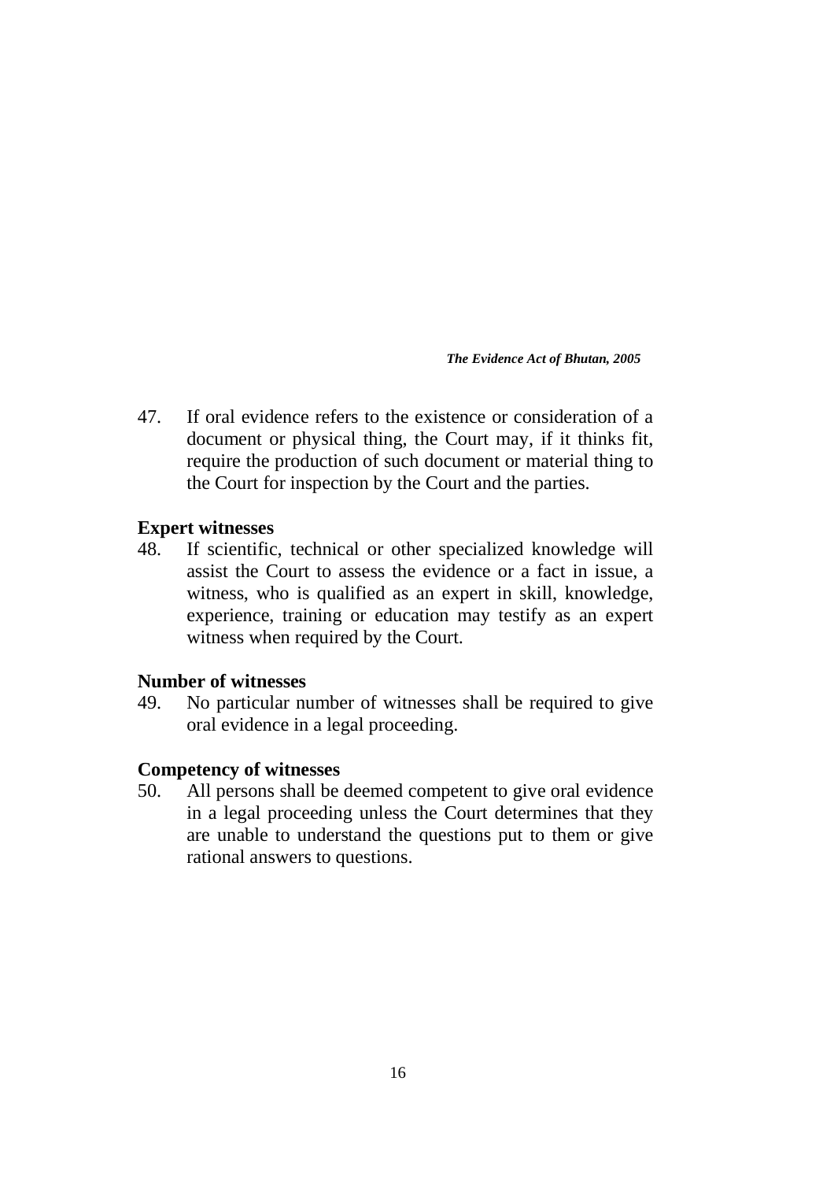47. If oral evidence refers to the existence or consideration of a document or physical thing, the Court may, if it thinks fit, require the production of such document or material thing to the Court for inspection by the Court and the parties.

**Expert witnesses**

48. If scientific, technical or other specialized knowledge will assist the Court to assess the evidence or a fact in issue, a witness, who is qualified as an expert in skill, knowledge, experience, training or education may testify as an expert witness when required by the Court.

**Number of witnesses**

49. No particular number of witnesses shall be required to give oral evidence in a legal proceeding.

**Competency of witnesses**

50. All persons shall be deemed competent to give oral evidence in a legal proceeding unless the Court determines that they are unable to understand the questions put to them or give rational answers to questions.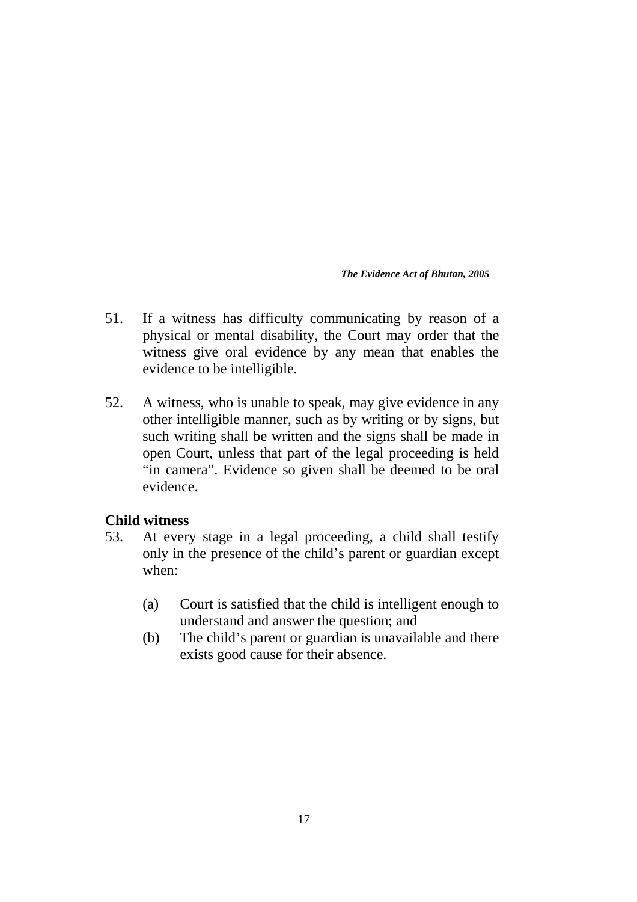51. If a witness has difficulty communicating by reason of a physical or mental disability, the Court may order that the witness give oral evidence by any mean that enables the evidence to be intelligible.

52. A witness, who is unable to speak, may give evidence in any other intelligible manner, such as by writing or by signs, but such writing shall be written and the signs shall be made in open Court, unless that part of the legal proceeding is held "in camera". Evidence so given shall be deemed to be oral evidence.

**Child witness**

53. At every stage in a legal proceeding, a child shall testify only in the presence of the child's parent or guardian except when:

    (a) Court is satisfied that the child is intelligent enough to understand and answer the question; and
    
    (b) The child's parent or guardian is unavailable and there exists good cause for their absence.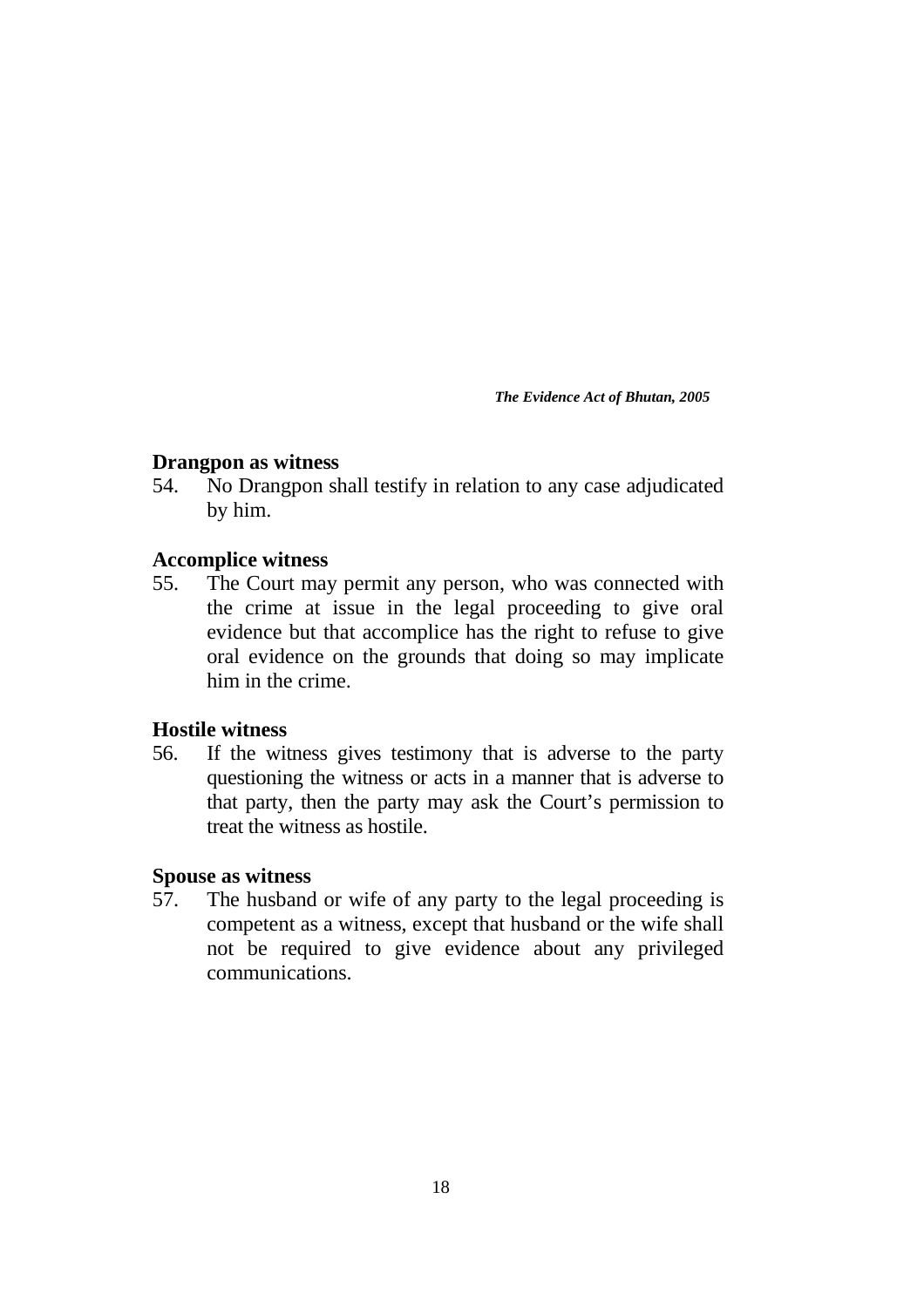**Drangpon as witness**

54. No Drangpon shall testify in relation to any case adjudicated by him.

**Accomplice witness**

55. The Court may permit any person, who was connected with the crime at issue in the legal proceeding to give oral evidence but that accomplice has the right to refuse to give oral evidence on the grounds that doing so may implicate him in the crime.

**Hostile witness**

56. If the witness gives testimony that is adverse to the party questioning the witness or acts in a manner that is adverse to that party, then the party may ask the Court's permission to treat the witness as hostile.

**Spouse as witness**

57. The husband or wife of any party to the legal proceeding is competent as a witness, except that husband or the wife shall not be required to give evidence about any privileged communications.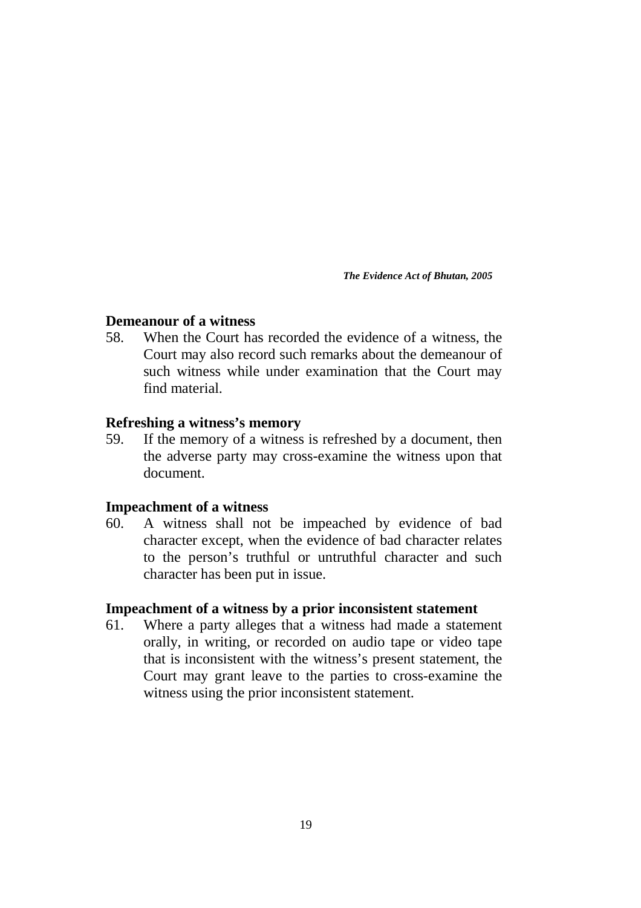## Demeanour of a witness

58. When the Court has recorded the evidence of a witness, the Court may also record such remarks about the demeanour of such witness while under examination that the Court may find material.

## Refreshing a witness's memory

59. If the memory of a witness is refreshed by a document, then the adverse party may cross-examine the witness upon that document.

## Impeachment of a witness

60. A witness shall not be impeached by evidence of bad character except, when the evidence of bad character relates to the person's truthful or untruthful character and such character has been put in issue.

## Impeachment of a witness by a prior inconsistent statement

61. Where a party alleges that a witness had made a statement orally, in writing, or recorded on audio tape or video tape that is inconsistent with the witness's present statement, the Court may grant leave to the parties to cross-examine the witness using the prior inconsistent statement.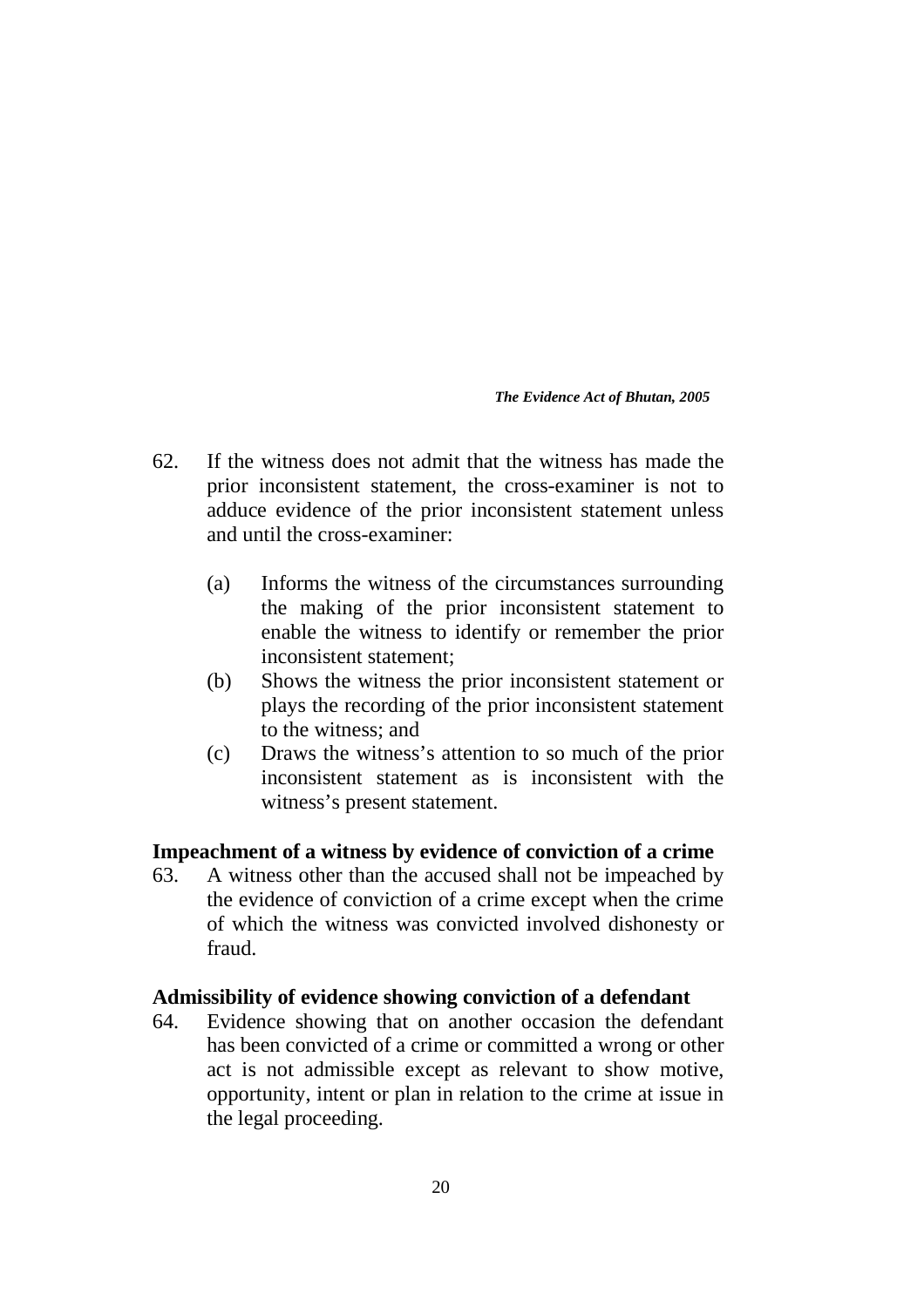62. If the witness does not admit that the witness has made the prior inconsistent statement, the cross-examiner is not to adduce evidence of the prior inconsistent statement unless and until the cross-examiner:

    (a) Informs the witness of the circumstances surrounding the making of the prior inconsistent statement to enable the witness to identify or remember the prior inconsistent statement;
    (b) Shows the witness the prior inconsistent statement or plays the recording of the prior inconsistent statement to the witness; and
    (c) Draws the witness's attention to so much of the prior inconsistent statement as is inconsistent with the witness's present statement.

**Impeachment of a witness by evidence of conviction of a crime**

63. A witness other than the accused shall not be impeached by the evidence of conviction of a crime except when the crime of which the witness was convicted involved dishonesty or fraud.

**Admissibility of evidence showing conviction of a defendant**

64. Evidence showing that on another occasion the defendant has been convicted of a crime or committed a wrong or other act is not admissible except as relevant to show motive, opportunity, intent or plan in relation to the crime at issue in the legal proceeding.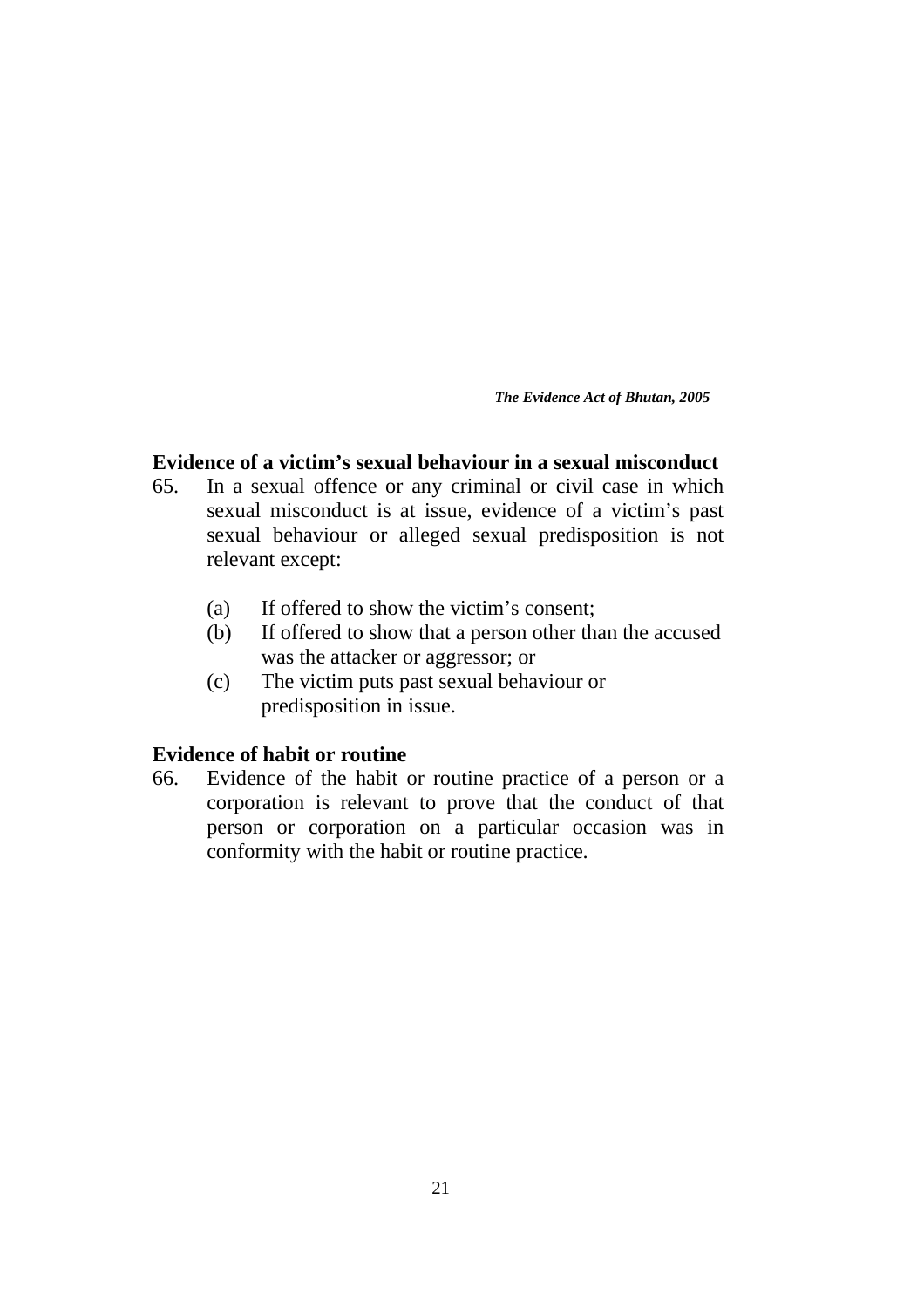**Evidence of a victim's sexual behaviour in a sexual misconduct**

65. In a sexual offence or any criminal or civil case in which sexual misconduct is at issue, evidence of a victim's past sexual behaviour or alleged sexual predisposition is not relevant except:

    (a) If offered to show the victim's consent;
    (b) If offered to show that a person other than the accused was the attacker or aggressor; or
    (c) The victim puts past sexual behaviour or predisposition in issue.

**Evidence of habit or routine**

66. Evidence of the habit or routine practice of a person or a corporation is relevant to prove that the conduct of that person or corporation on a particular occasion was in conformity with the habit or routine practice.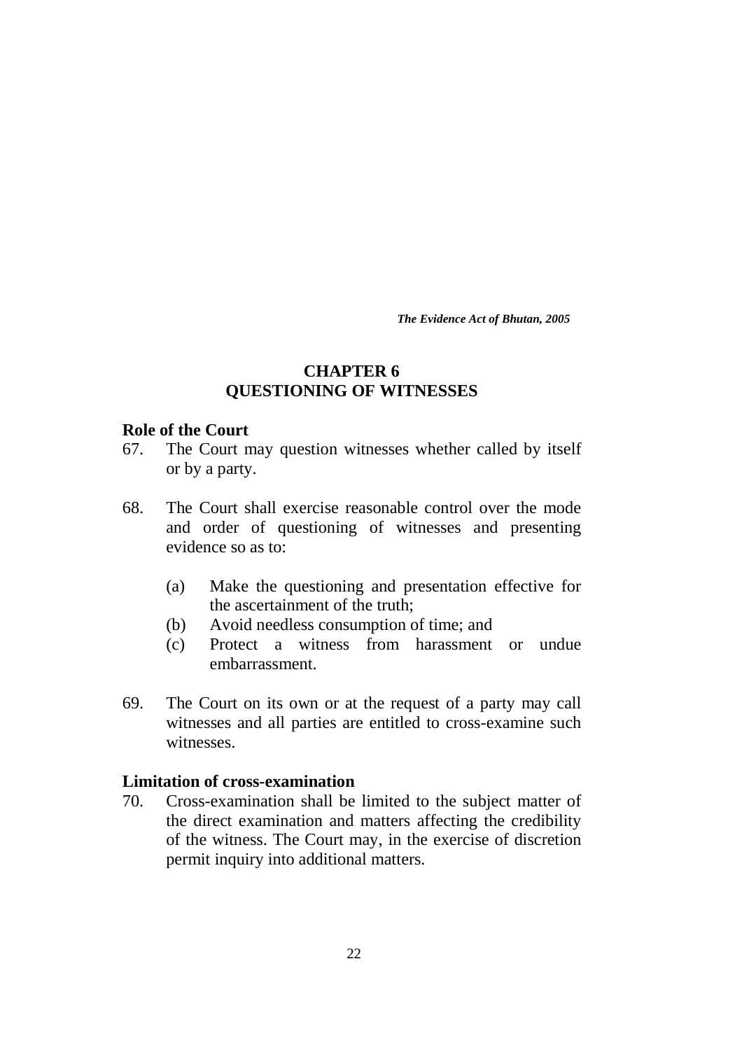## CHAPTER 6
## QUESTIONING OF WITNESSES

### Role of the Court

67. The Court may question witnesses whether called by itself or by a party.

68. The Court shall exercise reasonable control over the mode and order of questioning of witnesses and presenting evidence so as to:

    (a) Make the questioning and presentation effective for the ascertainment of the truth;
    (b) Avoid needless consumption of time; and
    (c) Protect a witness from harassment or undue embarrassment.

69. The Court on its own or at the request of a party may call witnesses and all parties are entitled to cross-examine such witnesses.

### Limitation of cross-examination

70. Cross-examination shall be limited to the subject matter of the direct examination and matters affecting the credibility of the witness. The Court may, in the exercise of discretion permit inquiry into additional matters.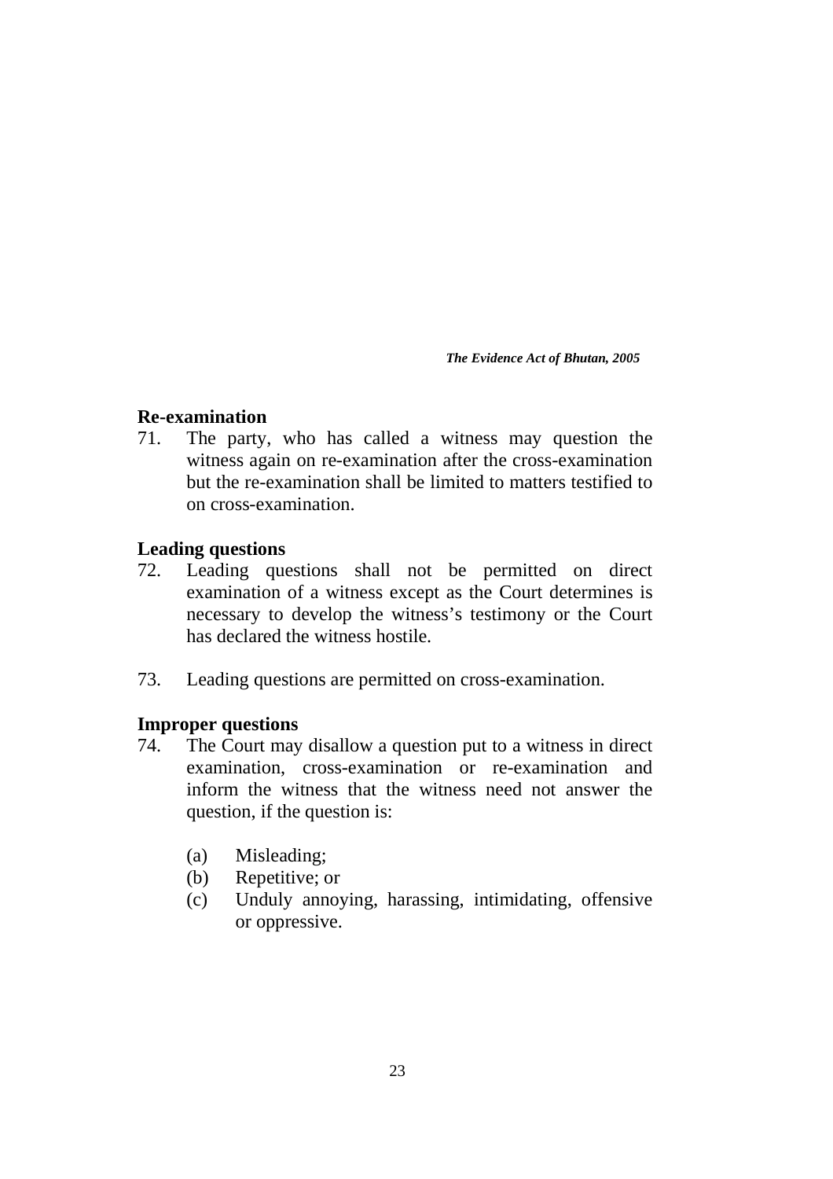## Re-examination

71. The party, who has called a witness may question the witness again on re-examination after the cross-examination but the re-examination shall be limited to matters testified to on cross-examination.

## Leading questions

72. Leading questions shall not be permitted on direct examination of a witness except as the Court determines is necessary to develop the witness's testimony or the Court has declared the witness hostile.

73. Leading questions are permitted on cross-examination.

## Improper questions

74. The Court may disallow a question put to a witness in direct examination, cross-examination or re-examination and inform the witness that the witness need not answer the question, if the question is:

    (a) Misleading;
    (b) Repetitive; or
    (c) Unduly annoying, harassing, intimidating, offensive or oppressive.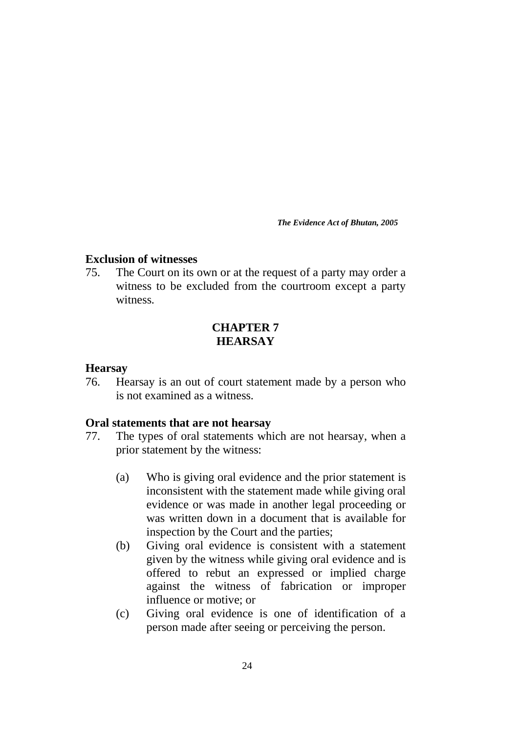**Exclusion of witnesses**

75. The Court on its own or at the request of a party may order a witness to be excluded from the courtroom except a party witness.

## CHAPTER 7
## HEARSAY

**Hearsay**

76. Hearsay is an out of court statement made by a person who is not examined as a witness.

**Oral statements that are not hearsay**

77. The types of oral statements which are not hearsay, when a prior statement by the witness:

    (a) Who is giving oral evidence and the prior statement is inconsistent with the statement made while giving oral evidence or was made in another legal proceeding or was written down in a document that is available for inspection by the Court and the parties;

    (b) Giving oral evidence is consistent with a statement given by the witness while giving oral evidence and is offered to rebut an expressed or implied charge against the witness of fabrication or improper influence or motive; or

    (c) Giving oral evidence is one of identification of a person made after seeing or perceiving the person.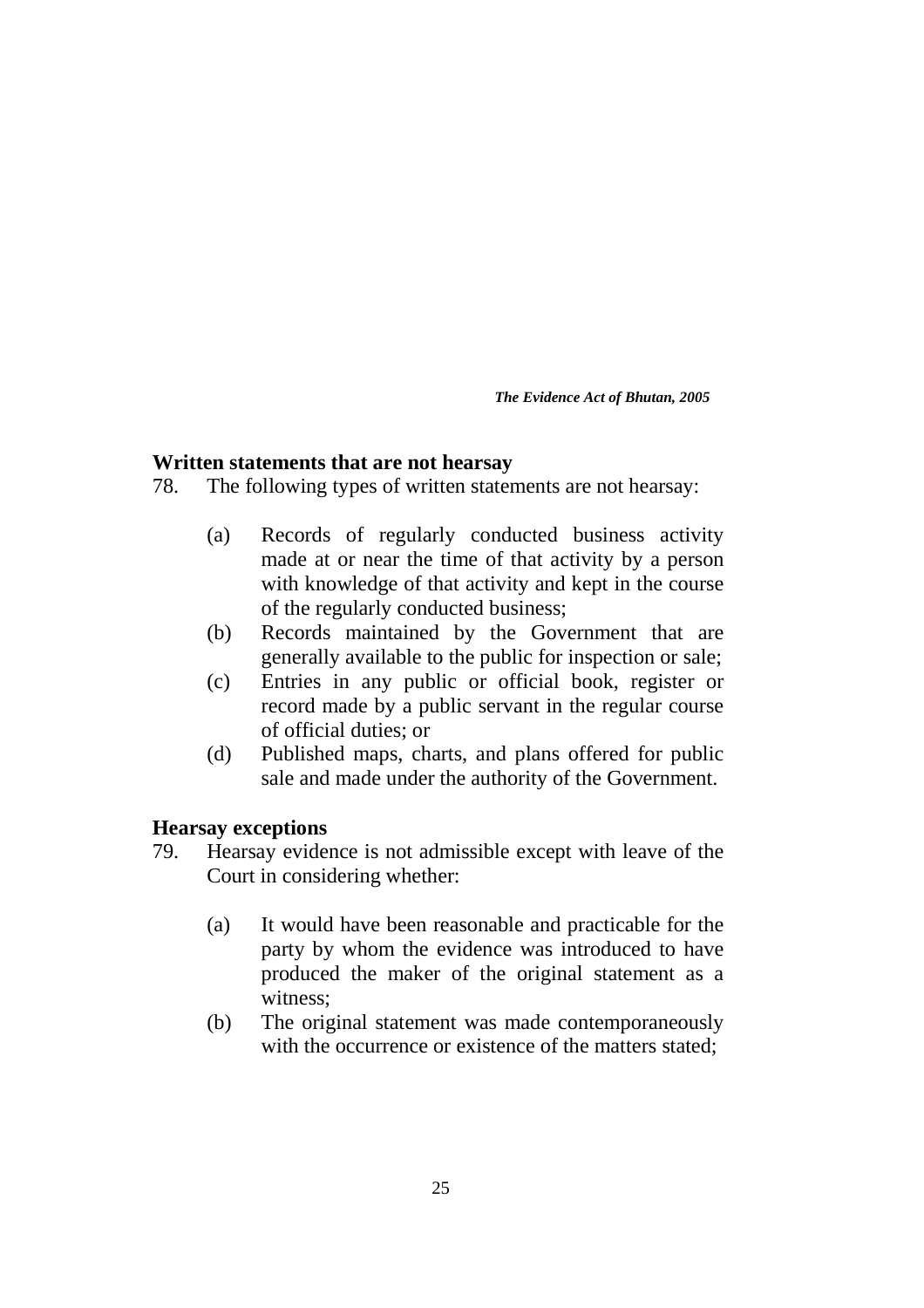**Written statements that are not hearsay**

78. The following types of written statements are not hearsay:

    (a) Records of regularly conducted business activity made at or near the time of that activity by a person with knowledge of that activity and kept in the course of the regularly conducted business;
    (b) Records maintained by the Government that are generally available to the public for inspection or sale;
    (c) Entries in any public or official book, register or record made by a public servant in the regular course of official duties; or
    (d) Published maps, charts, and plans offered for public sale and made under the authority of the Government.

**Hearsay exceptions**

79. Hearsay evidence is not admissible except with leave of the Court in considering whether:

    (a) It would have been reasonable and practicable for the party by whom the evidence was introduced to have produced the maker of the original statement as a witness;
    (b) The original statement was made contemporaneously with the occurrence or existence of the matters stated;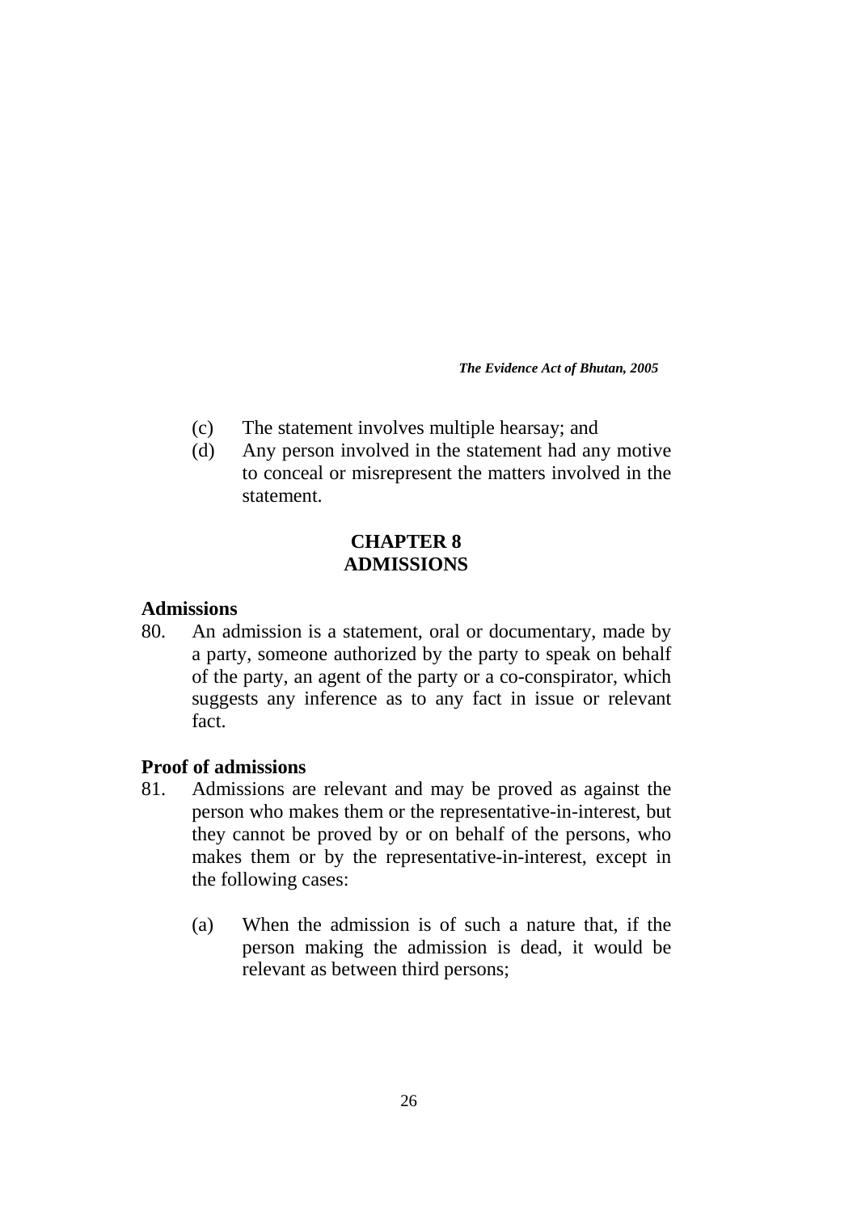(c) The statement involves multiple hearsay; and

(d) Any person involved in the statement had any motive to conceal or misrepresent the matters involved in the statement.

## CHAPTER 8
## ADMISSIONS

### Admissions

80. An admission is a statement, oral or documentary, made by a party, someone authorized by the party to speak on behalf of the party, an agent of the party or a co-conspirator, which suggests any inference as to any fact in issue or relevant fact.

### Proof of admissions

81. Admissions are relevant and may be proved as against the person who makes them or the representative-in-interest, but they cannot be proved by or on behalf of the persons, who makes them or by the representative-in-interest, except in the following cases:

    (a) When the admission is of such a nature that, if the person making the admission is dead, it would be relevant as between third persons;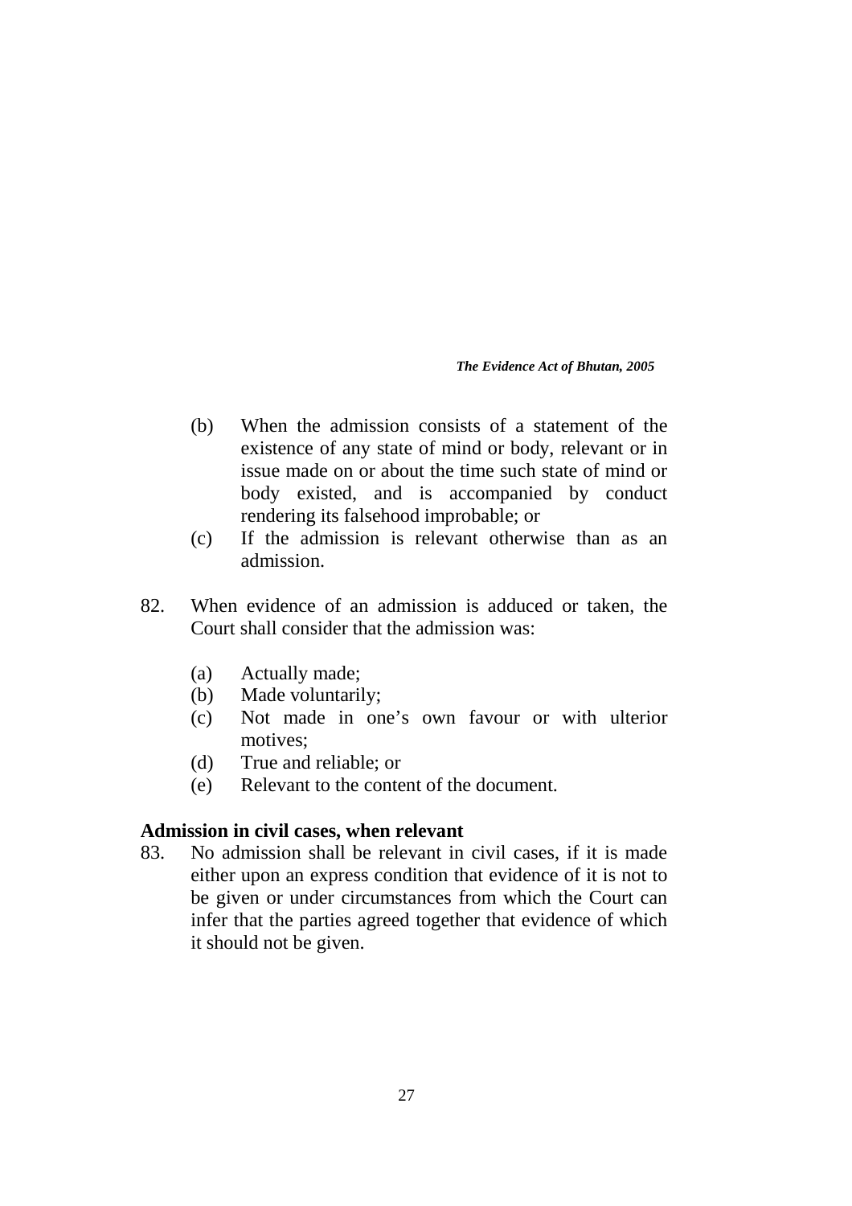(b) When the admission consists of a statement of the existence of any state of mind or body, relevant or in issue made on or about the time such state of mind or body existed, and is accompanied by conduct rendering its falsehood improbable; or

(c) If the admission is relevant otherwise than as an admission.

82. When evidence of an admission is adduced or taken, the Court shall consider that the admission was:

(a) Actually made;
(b) Made voluntarily;
(c) Not made in one's own favour or with ulterior motives;
(d) True and reliable; or
(e) Relevant to the content of the document.

**Admission in civil cases, when relevant**

83. No admission shall be relevant in civil cases, if it is made either upon an express condition that evidence of it is not to be given or under circumstances from which the Court can infer that the parties agreed together that evidence of which it should not be given.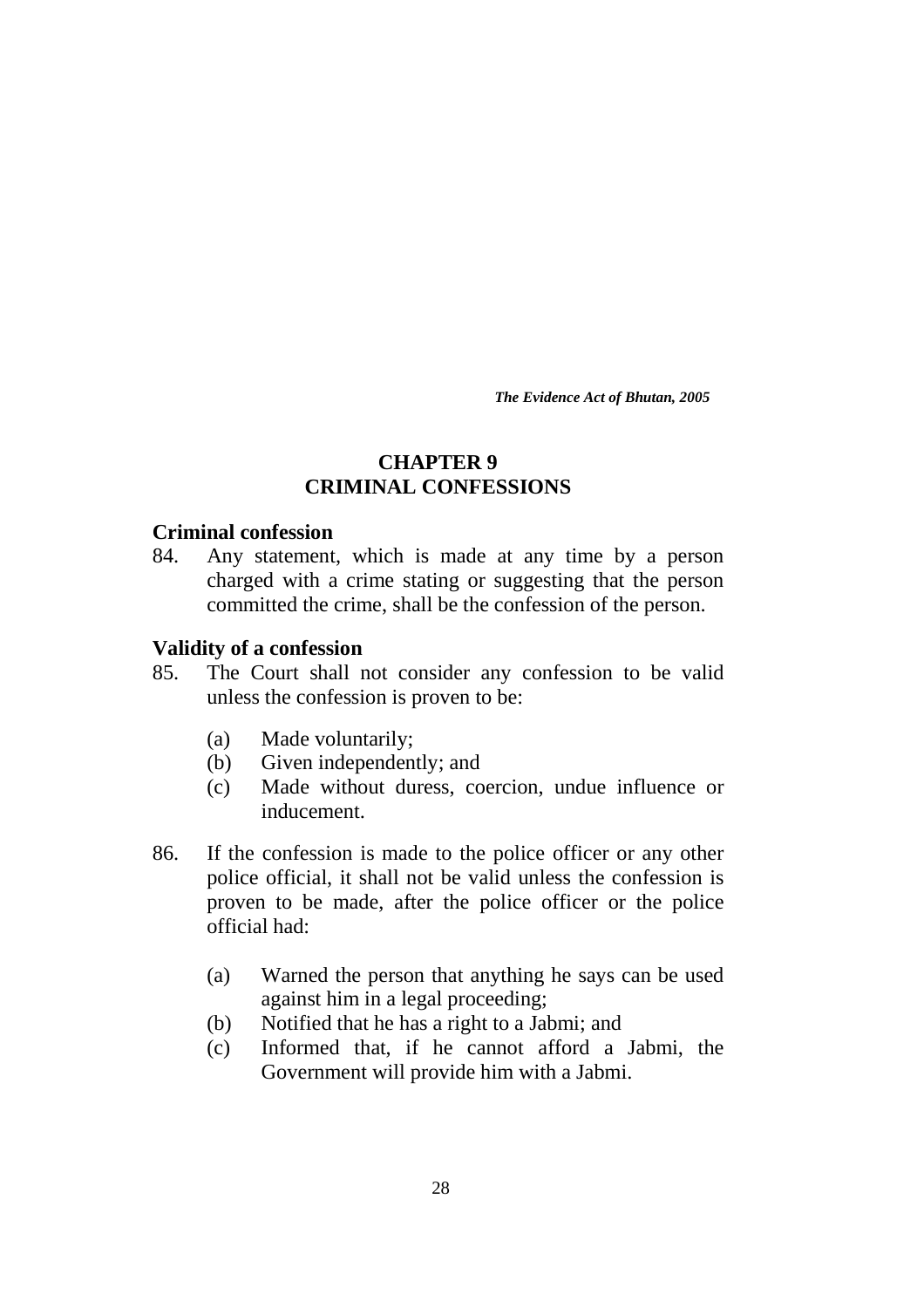# CHAPTER 9
# CRIMINAL CONFESSIONS

### Criminal confession

84. Any statement, which is made at any time by a person charged with a crime stating or suggesting that the person committed the crime, shall be the confession of the person.

### Validity of a confession

85. The Court shall not consider any confession to be valid unless the confession is proven to be:

    (a) Made voluntarily;
    (b) Given independently; and
    (c) Made without duress, coercion, undue influence or inducement.

86. If the confession is made to the police officer or any other police official, it shall not be valid unless the confession is proven to be made, after the police officer or the police official had:

    (a) Warned the person that anything he says can be used against him in a legal proceeding;
    (b) Notified that he has a right to a Jabmi; and
    (c) Informed that, if he cannot afford a Jabmi, the Government will provide him with a Jabmi.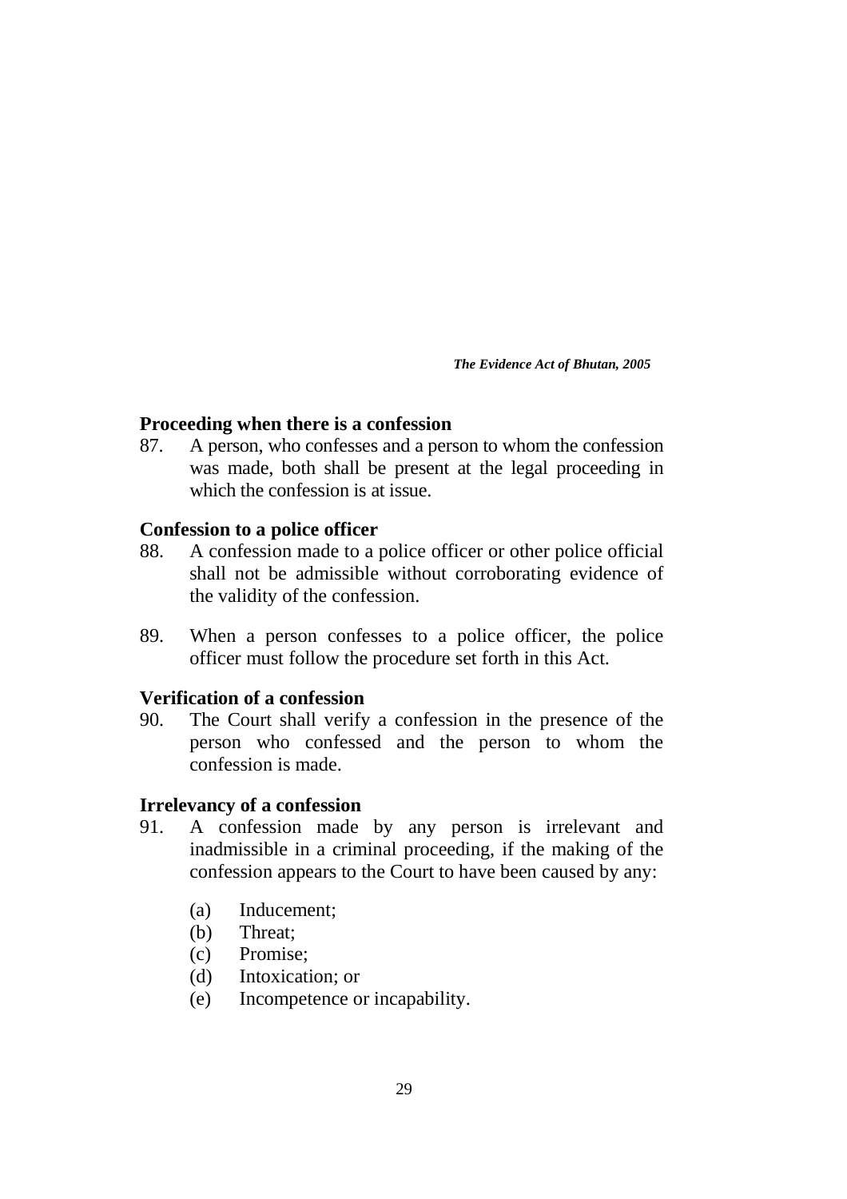### Proceeding when there is a confession

87. A person, who confesses and a person to whom the confession was made, both shall be present at the legal proceeding in which the confession is at issue.

### Confession to a police officer

88. A confession made to a police officer or other police official shall not be admissible without corroborating evidence of the validity of the confession.

89. When a person confesses to a police officer, the police officer must follow the procedure set forth in this Act.

### Verification of a confession

90. The Court shall verify a confession in the presence of the person who confessed and the person to whom the confession is made.

### Irrelevancy of a confession

91. A confession made by any person is irrelevant and inadmissible in a criminal proceeding, if the making of the confession appears to the Court to have been caused by any:

    (a) Inducement;
    (b) Threat;
    (c) Promise;
    (d) Intoxication; or
    (e) Incompetence or incapability.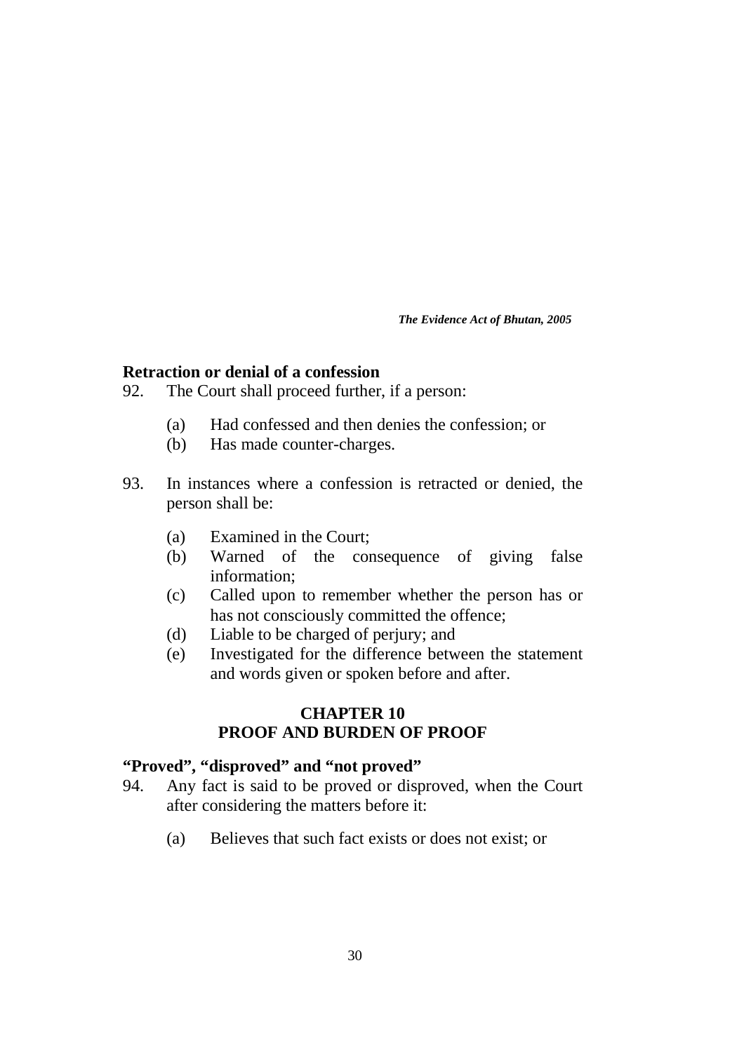## Retraction or denial of a confession

92. The Court shall proceed further, if a person:

    (a) Had confessed and then denies the confession; or
    (b) Has made counter-charges.

93. In instances where a confession is retracted or denied, the person shall be:

    (a) Examined in the Court;
    (b) Warned of the consequence of giving false information;
    (c) Called upon to remember whether the person has or has not consciously committed the offence;
    (d) Liable to be charged of perjury; and
    (e) Investigated for the difference between the statement and words given or spoken before and after.

# CHAPTER 10
# PROOF AND BURDEN OF PROOF

## "Proved", "disproved" and "not proved"

94. Any fact is said to be proved or disproved, when the Court after considering the matters before it:

    (a) Believes that such fact exists or does not exist; or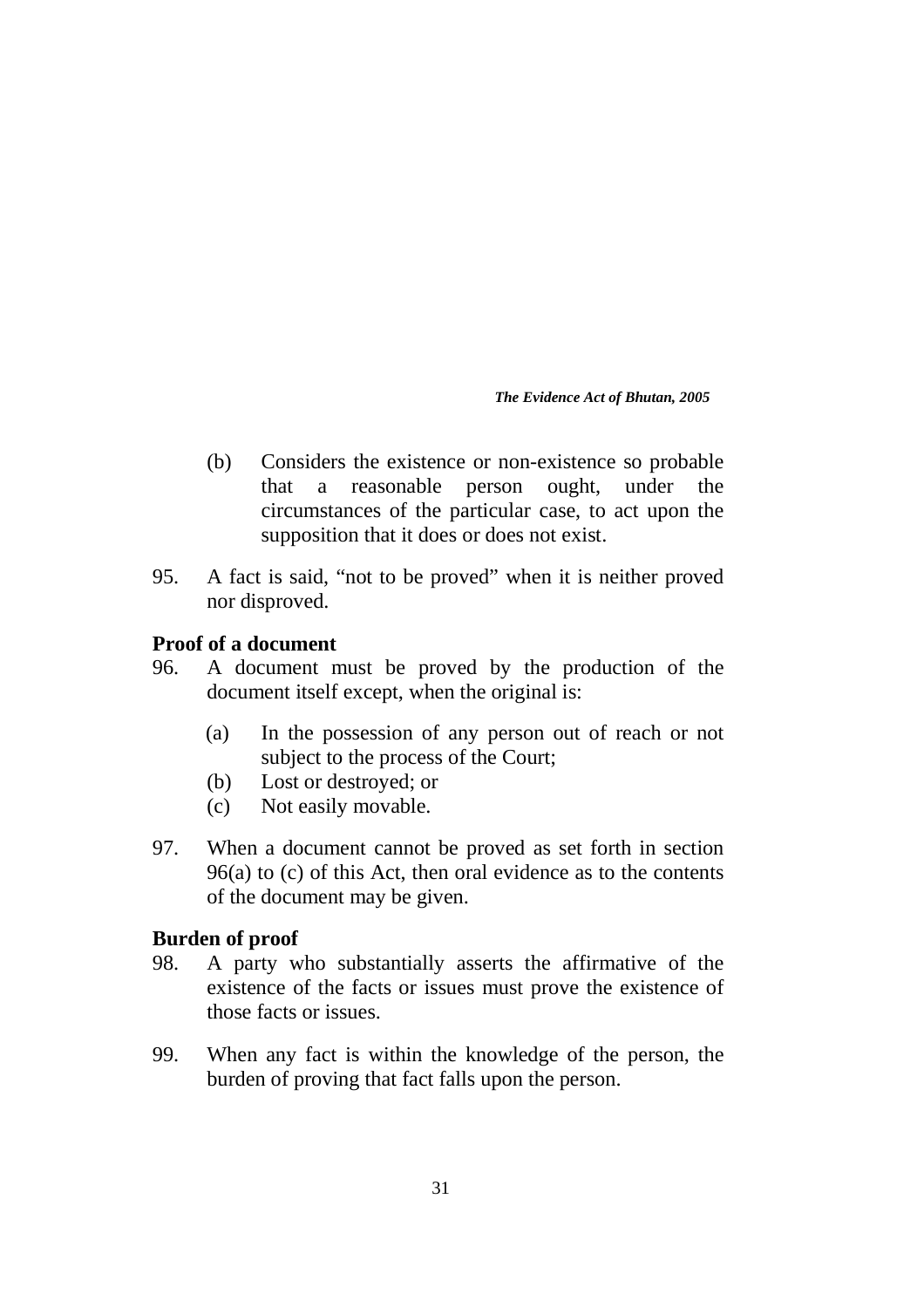(b) Considers the existence or non-existence so probable that a reasonable person ought, under the circumstances of the particular case, to act upon the supposition that it does or does not exist.

95. A fact is said, "not to be proved" when it is neither proved nor disproved.

**Proof of a document**

96. A document must be proved by the production of the document itself except, when the original is:

    (a) In the possession of any person out of reach or not subject to the process of the Court;
    (b) Lost or destroyed; or
    (c) Not easily movable.

97. When a document cannot be proved as set forth in section 96(a) to (c) of this Act, then oral evidence as to the contents of the document may be given.

**Burden of proof**

98. A party who substantially asserts the affirmative of the existence of the facts or issues must prove the existence of those facts or issues.

99. When any fact is within the knowledge of the person, the burden of proving that fact falls upon the person.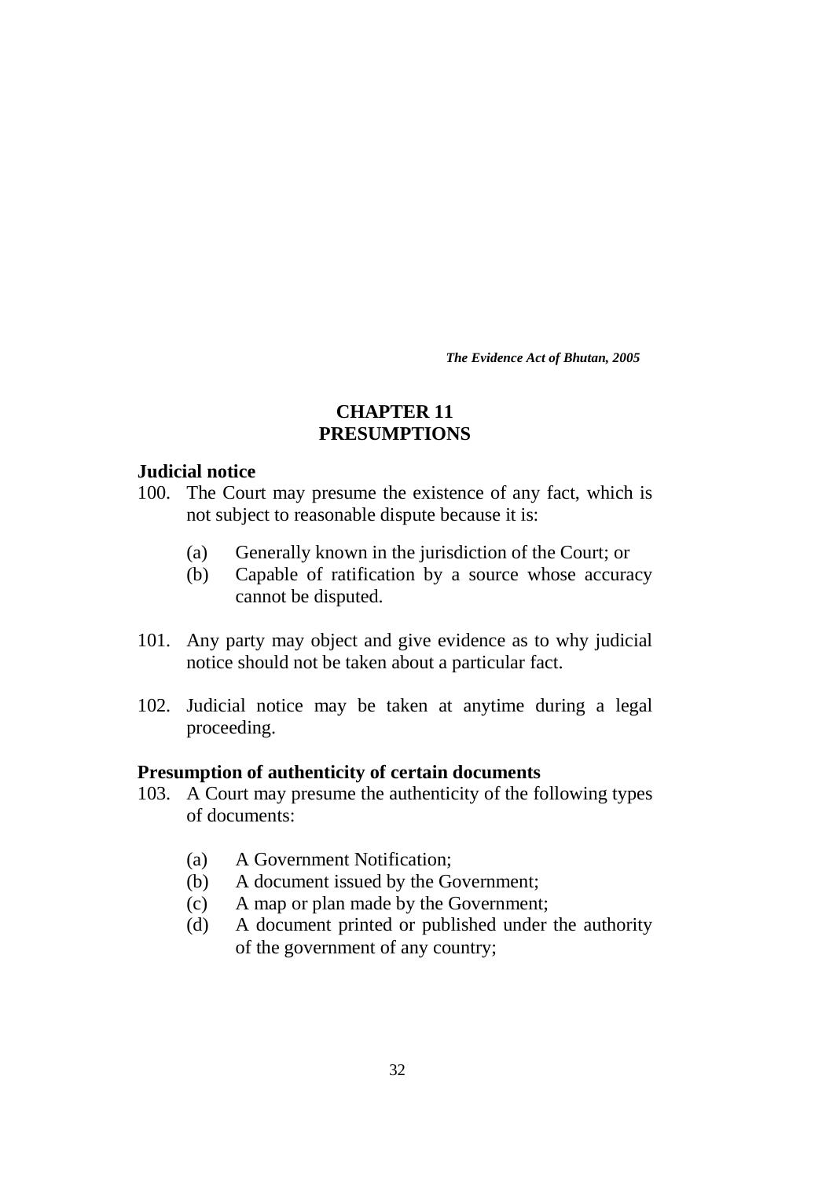## CHAPTER 11
## PRESUMPTIONS

### Judicial notice

100. The Court may presume the existence of any fact, which is not subject to reasonable dispute because it is:

    (a) Generally known in the jurisdiction of the Court; or
    (b) Capable of ratification by a source whose accuracy cannot be disputed.

101. Any party may object and give evidence as to why judicial notice should not be taken about a particular fact.

102. Judicial notice may be taken at anytime during a legal proceeding.

### Presumption of authenticity of certain documents

103. A Court may presume the authenticity of the following types of documents:

    (a) A Government Notification;
    (b) A document issued by the Government;
    (c) A map or plan made by the Government;
    (d) A document printed or published under the authority of the government of any country;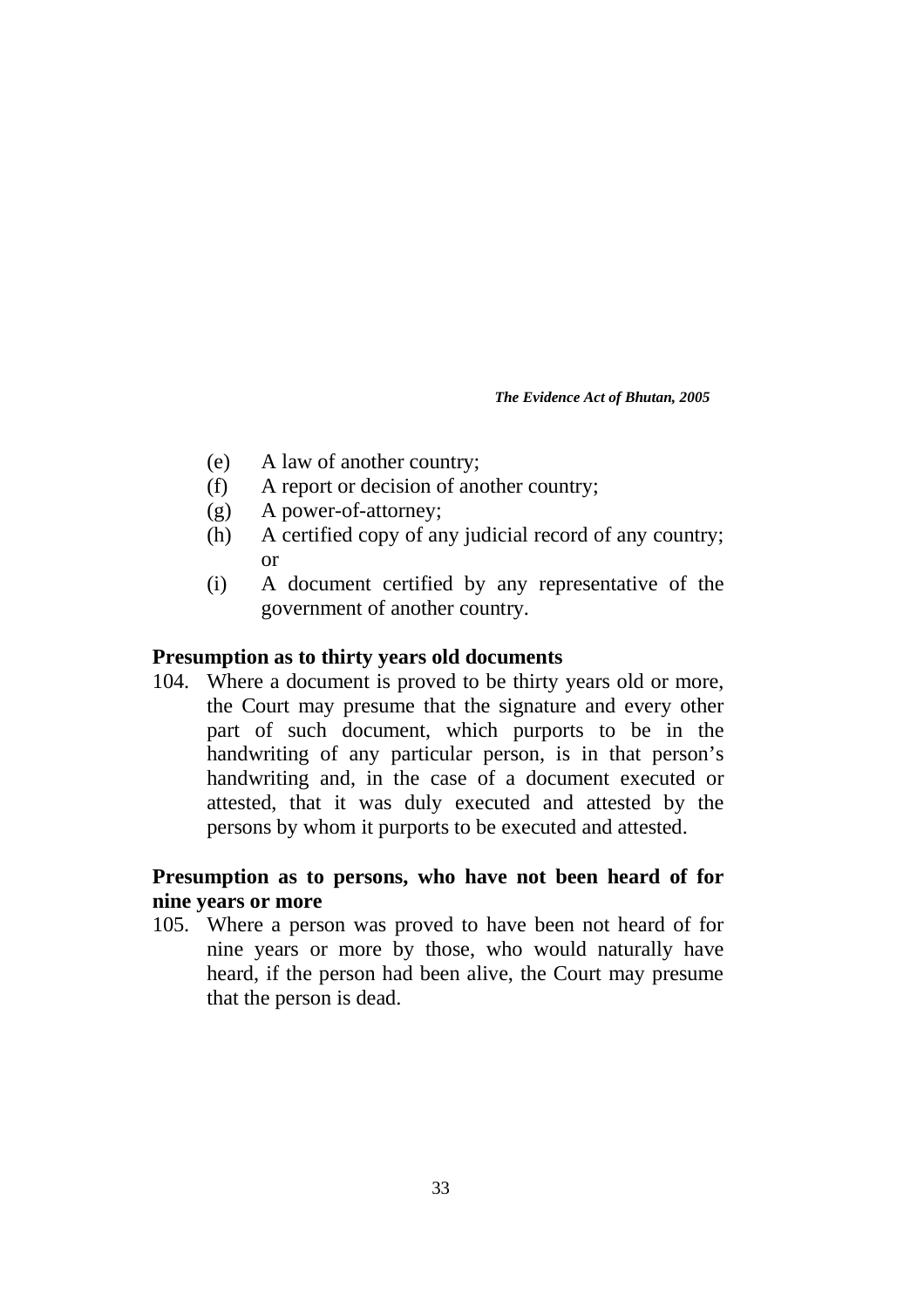(e) A law of another country;
(f) A report or decision of another country;
(g) A power-of-attorney;
(h) A certified copy of any judicial record of any country; or
(i) A document certified by any representative of the government of another country.

**Presumption as to thirty years old documents**

104. Where a document is proved to be thirty years old or more, the Court may presume that the signature and every other part of such document, which purports to be in the handwriting of any particular person, is in that person's handwriting and, in the case of a document executed or attested, that it was duly executed and attested by the persons by whom it purports to be executed and attested.

**Presumption as to persons, who have not been heard of for nine years or more**

105. Where a person was proved to have been not heard of for nine years or more by those, who would naturally have heard, if the person had been alive, the Court may presume that the person is dead.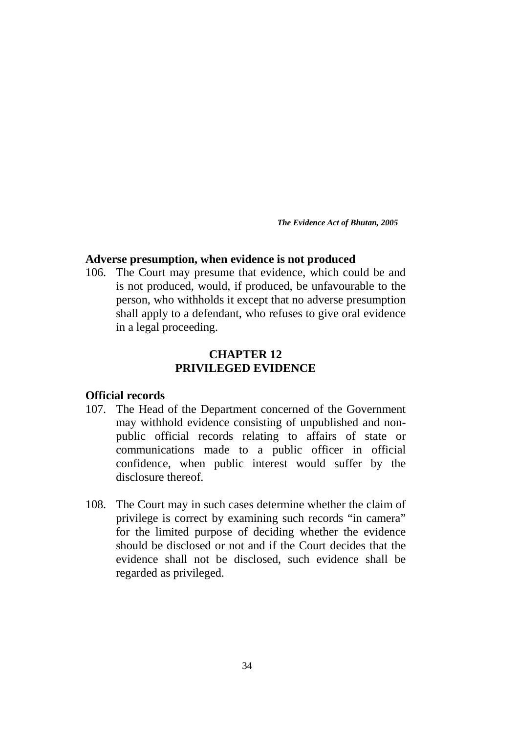### Adverse presumption, when evidence is not produced

106. The Court may presume that evidence, which could be and is not produced, would, if produced, be unfavourable to the person, who withholds it except that no adverse presumption shall apply to a defendant, who refuses to give oral evidence in a legal proceeding.

## CHAPTER 12
## PRIVILEGED EVIDENCE

### Official records

107. The Head of the Department concerned of the Government may withhold evidence consisting of unpublished and non-public official records relating to affairs of state or communications made to a public officer in official confidence, when public interest would suffer by the disclosure thereof.

108. The Court may in such cases determine whether the claim of privilege is correct by examining such records "in camera" for the limited purpose of deciding whether the evidence should be disclosed or not and if the Court decides that the evidence shall not be disclosed, such evidence shall be regarded as privileged.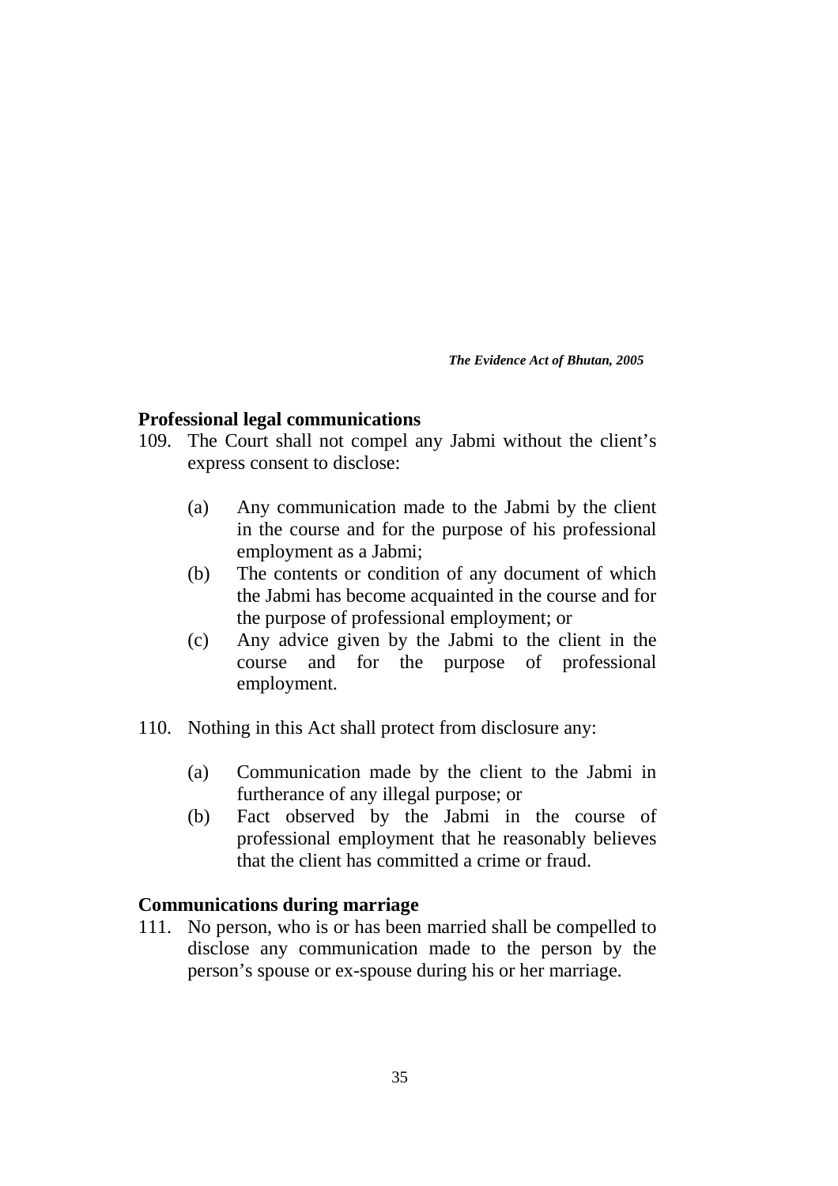### Professional legal communications

109. The Court shall not compel any Jabmi without the client's express consent to disclose:

    (a) Any communication made to the Jabmi by the client in the course and for the purpose of his professional employment as a Jabmi;
    (b) The contents or condition of any document of which the Jabmi has become acquainted in the course and for the purpose of professional employment; or
    (c) Any advice given by the Jabmi to the client in the course and for the purpose of professional employment.

110. Nothing in this Act shall protect from disclosure any:

    (a) Communication made by the client to the Jabmi in furtherance of any illegal purpose; or
    (b) Fact observed by the Jabmi in the course of professional employment that he reasonably believes that the client has committed a crime or fraud.

### Communications during marriage

111. No person, who is or has been married shall be compelled to disclose any communication made to the person by the person's spouse or ex-spouse during his or her marriage.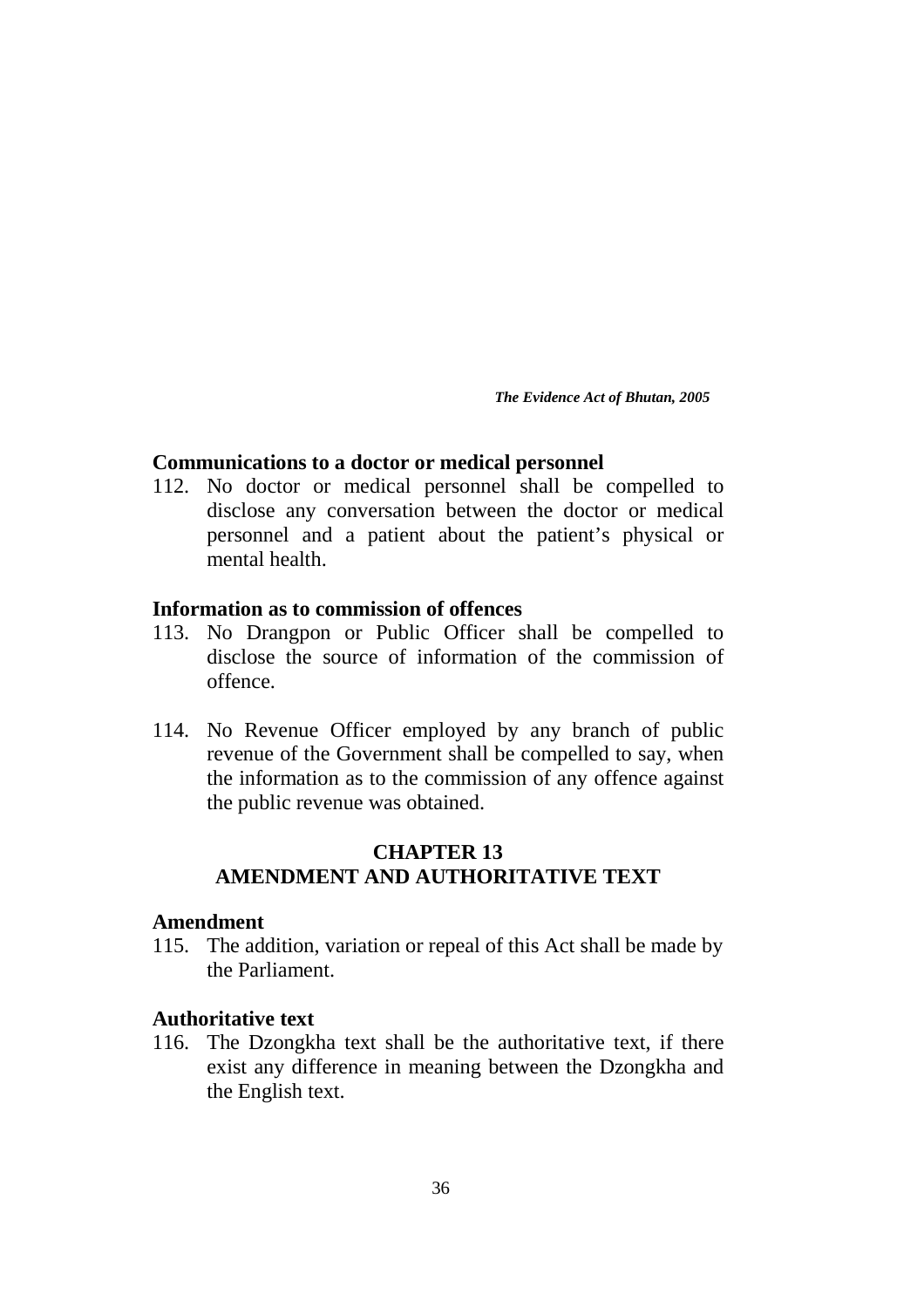### Communications to a doctor or medical personnel

112. No doctor or medical personnel shall be compelled to disclose any conversation between the doctor or medical personnel and a patient about the patient's physical or mental health.

### Information as to commission of offences

113. No Drangpon or Public Officer shall be compelled to disclose the source of information of the commission of offence.

114. No Revenue Officer employed by any branch of public revenue of the Government shall be compelled to say, when the information as to the commission of any offence against the public revenue was obtained.

## CHAPTER 13
## AMENDMENT AND AUTHORITATIVE TEXT

### Amendment

115. The addition, variation or repeal of this Act shall be made by the Parliament.

### Authoritative text

116. The Dzongkha text shall be the authoritative text, if there exist any difference in meaning between the Dzongkha and the English text.